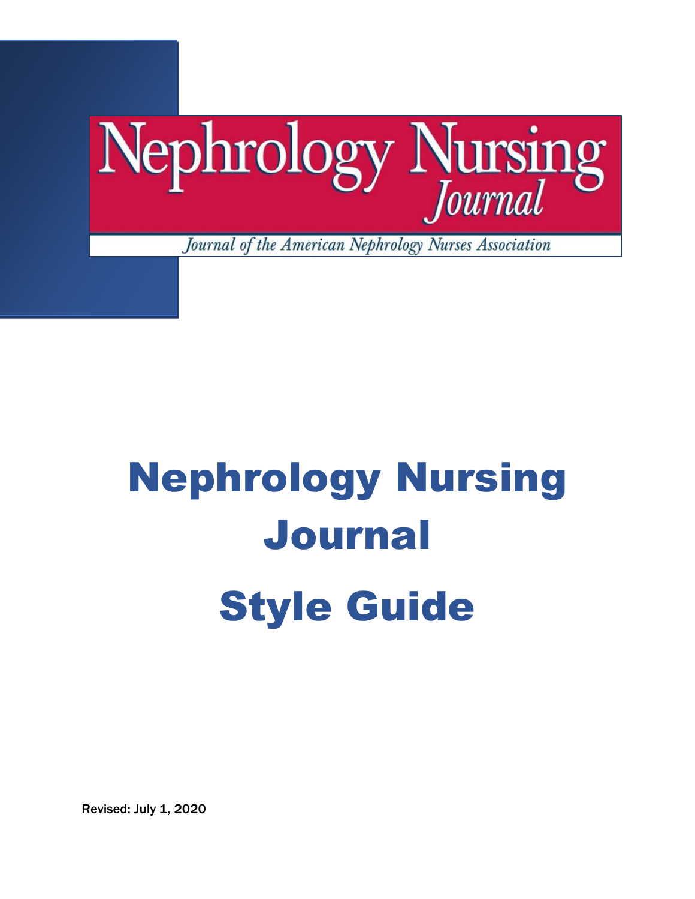Nephrology Nursing *Journal*

*Journal of the American Nephrology Nurses Association*

# Nephrology Nursing Journal

# Style Guide

Revised: July 1, 2020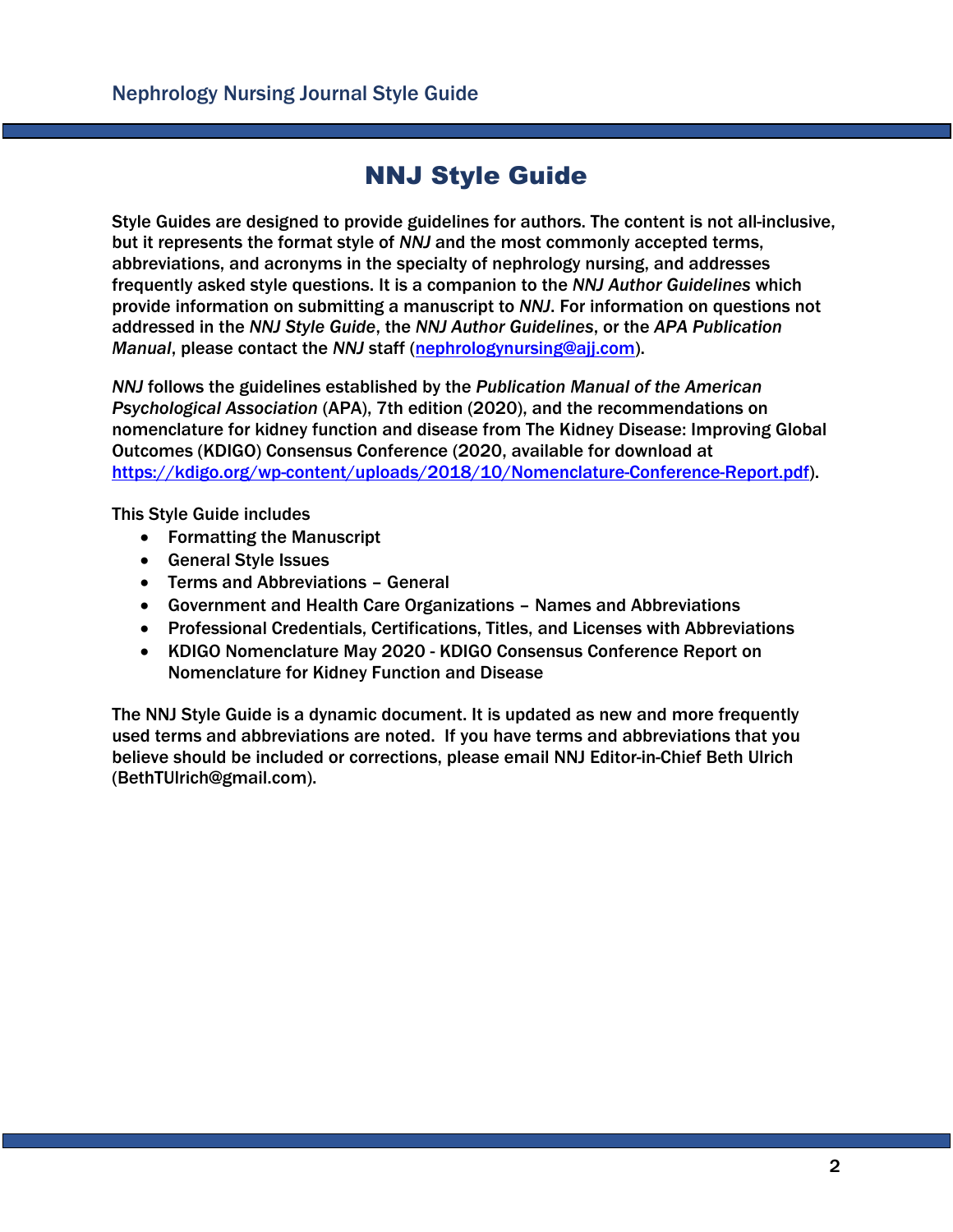# NNJ Style Guide

Style Guides are designed to provide guidelines for authors. The content is not all-inclusive, but it represents the format style of *NNJ* and the most commonly accepted terms, abbreviations, and acronyms in the specialty of nephrology nursing, and addresses frequently asked style questions. It is a companion to the *NNJ Author Guidelines* which provide information on submitting a manuscript to *NNJ*. For information on questions not addressed in the *NNJ Style Guide*, the *NNJ Author Guidelines*, or the *APA Publication Manual*, please contact the *NNJ* staff (nephrologynursing@ajj.com).

*NNJ* follows the guidelines established by the *Publication Manual of the American Psychological Association* (APA), 7th edition (2020), and the recommendations on nomenclature for kidney function and disease from The Kidney Disease: Improving Global Outcomes (KDIGO) Consensus Conference (2020, available for download at https://kdigo.org/wp-content/uploads/2018/10/Nomenclature-Conference-Report.pdf).

This Style Guide includes

- Formatting the Manuscript
- General Style Issues
- Terms and Abbreviations – General
- Government and Health Care Organizations – Names and Abbreviations
- Professional Credentials, Certifications, Titles, and Licenses with Abbreviations
- KDIGO Nomenclature May 2020 - KDIGO Consensus Conference Report on Nomenclature for Kidney Function and Disease

The NNJ Style Guide is a dynamic document. It is updated as new and more frequently used terms and abbreviations are noted. If you have terms and abbreviations that you believe should be included or corrections, please email NNJ Editor-in-Chief Beth Ulrich (BethTUlrich@gmail.com).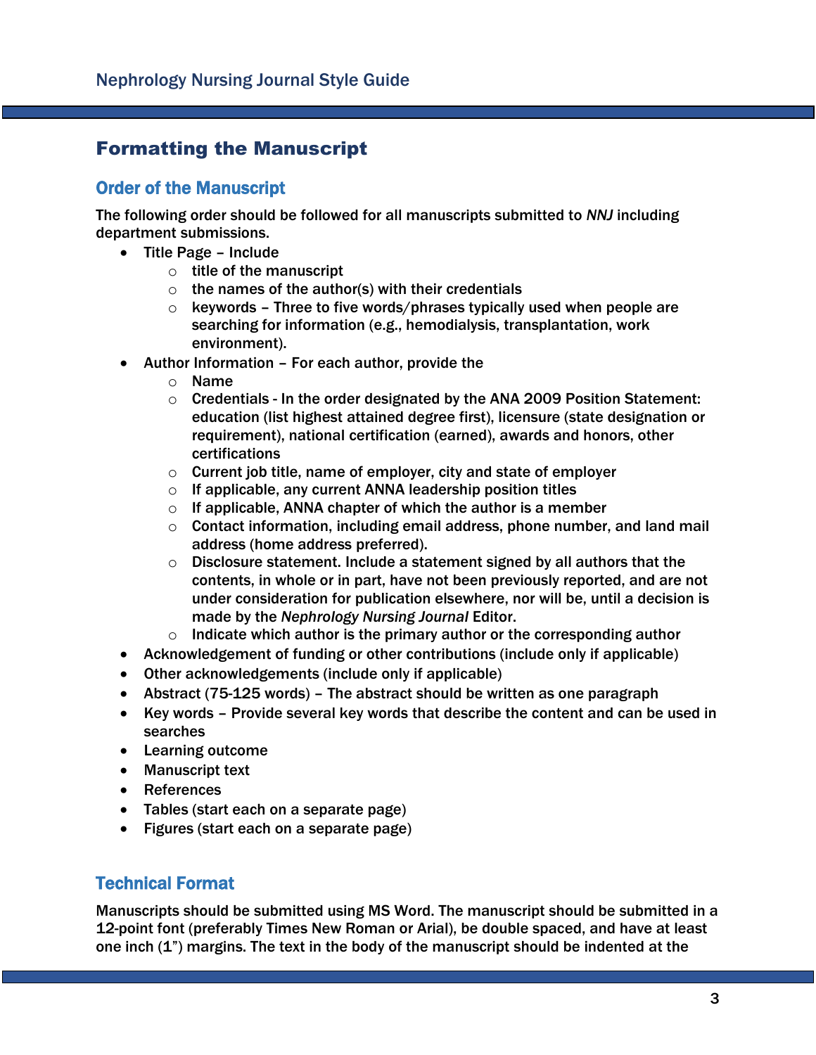## Formatting the Manuscript

### Order of the Manuscript

The following order should be followed for all manuscripts submitted to *NNJ* including department submissions.

- Title Page – Include
  - title of the manuscript
  - the names of the author(s) with their credentials
  - keywords – Three to five words/phrases typically used when people are searching for information (e.g., hemodialysis, transplantation, work environment).
- Author Information – For each author, provide the
  - Name
  - Credentials - In the order designated by the ANA 2009 Position Statement: education (list highest attained degree first), licensure (state designation or requirement), national certification (earned), awards and honors, other certifications
  - Current job title, name of employer, city and state of employer
  - If applicable, any current ANNA leadership position titles
  - If applicable, ANNA chapter of which the author is a member
  - Contact information, including email address, phone number, and land mail address (home address preferred).
  - Disclosure statement. Include a statement signed by all authors that the contents, in whole or in part, have not been previously reported, and are not under consideration for publication elsewhere, nor will be, until a decision is made by the *Nephrology Nursing Journal* Editor.
  - Indicate which author is the primary author or the corresponding author
- Acknowledgement of funding or other contributions (include only if applicable)
- Other acknowledgements (include only if applicable)
- Abstract (75-125 words) – The abstract should be written as one paragraph
- Key words – Provide several key words that describe the content and can be used in searches
- Learning outcome
- Manuscript text
- References
- Tables (start each on a separate page)
- Figures (start each on a separate page)

### Technical Format

Manuscripts should be submitted using MS Word. The manuscript should be submitted in a 12-point font (preferably Times New Roman or Arial), be double spaced, and have at least one inch (1") margins. The text in the body of the manuscript should be indented at the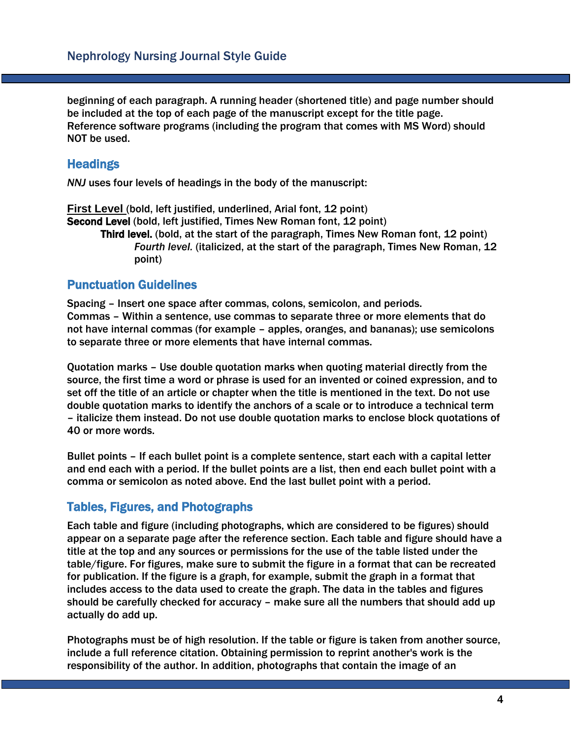beginning of each paragraph. A running header (shortened title) and page number should be included at the top of each page of the manuscript except for the title page. Reference software programs (including the program that comes with MS Word) should NOT be used.

## Headings

*NNJ* uses four levels of headings in the body of the manuscript:

**First Level** (bold, left justified, underlined, Arial font, 12 point)
**Second Level** (bold, left justified, Times New Roman font, 12 point)
**Third level.** (bold, at the start of the paragraph, Times New Roman font, 12 point)
*Fourth level.* (italicized, at the start of the paragraph, Times New Roman, 12 point)

## Punctuation Guidelines

Spacing – Insert one space after commas, colons, semicolon, and periods.
Commas – Within a sentence, use commas to separate three or more elements that do not have internal commas (for example – apples, oranges, and bananas); use semicolons to separate three or more elements that have internal commas.

Quotation marks – Use double quotation marks when quoting material directly from the source, the first time a word or phrase is used for an invented or coined expression, and to set off the title of an article or chapter when the title is mentioned in the text. Do not use double quotation marks to identify the anchors of a scale or to introduce a technical term – italicize them instead. Do not use double quotation marks to enclose block quotations of 40 or more words.

Bullet points – If each bullet point is a complete sentence, start each with a capital letter and end each with a period. If the bullet points are a list, then end each bullet point with a comma or semicolon as noted above. End the last bullet point with a period.

## Tables, Figures, and Photographs

Each table and figure (including photographs, which are considered to be figures) should appear on a separate page after the reference section. Each table and figure should have a title at the top and any sources or permissions for the use of the table listed under the table/figure. For figures, make sure to submit the figure in a format that can be recreated for publication. If the figure is a graph, for example, submit the graph in a format that includes access to the data used to create the graph. The data in the tables and figures should be carefully checked for accuracy – make sure all the numbers that should add up actually do add up.

Photographs must be of high resolution. If the table or figure is taken from another source, include a full reference citation. Obtaining permission to reprint another's work is the responsibility of the author. In addition, photographs that contain the image of an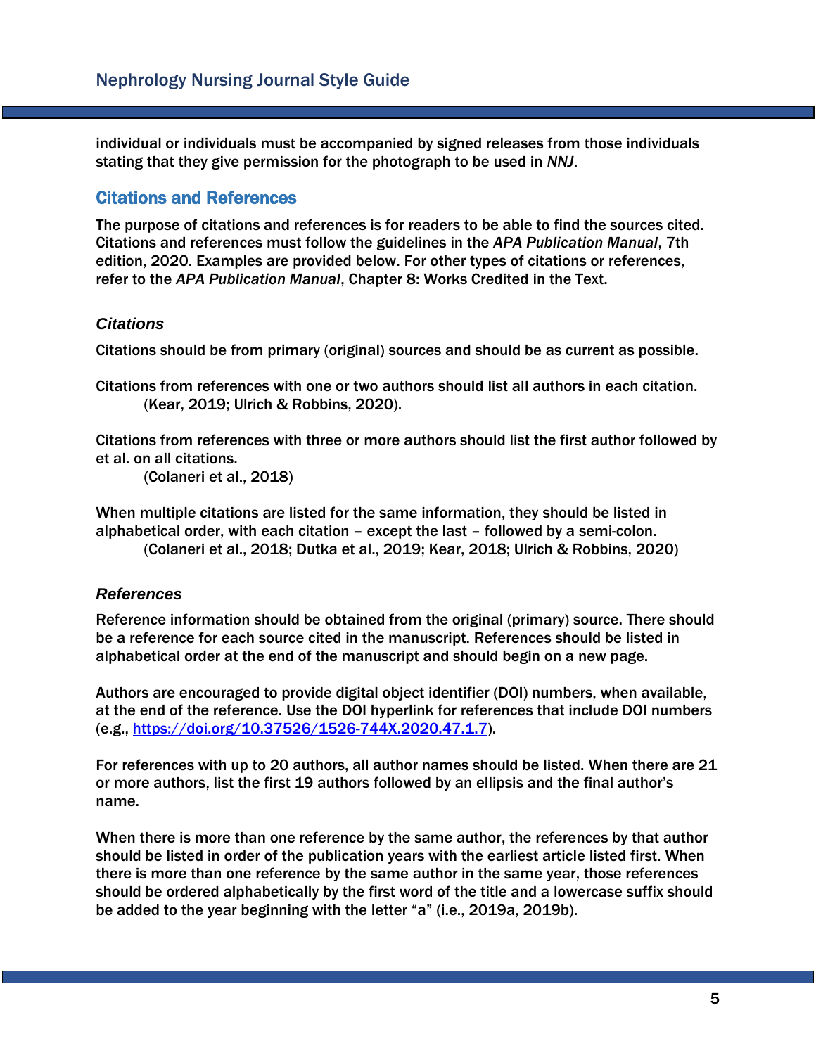individual or individuals must be accompanied by signed releases from those individuals stating that they give permission for the photograph to be used in *NNJ*.

## Citations and References

The purpose of citations and references is for readers to be able to find the sources cited. Citations and references must follow the guidelines in the *APA Publication Manual*, 7th edition, 2020. Examples are provided below. For other types of citations or references, refer to the *APA Publication Manual*, Chapter 8: Works Credited in the Text.

### *Citations*

Citations should be from primary (original) sources and should be as current as possible.

Citations from references with one or two authors should list all authors in each citation.

(Kear, 2019; Ulrich & Robbins, 2020).

Citations from references with three or more authors should list the first author followed by et al. on all citations.

(Colaneri et al., 2018)

When multiple citations are listed for the same information, they should be listed in alphabetical order, with each citation – except the last – followed by a semi-colon.

(Colaneri et al., 2018; Dutka et al., 2019; Kear, 2018; Ulrich & Robbins, 2020)

### *References*

Reference information should be obtained from the original (primary) source. There should be a reference for each source cited in the manuscript. References should be listed in alphabetical order at the end of the manuscript and should begin on a new page.

Authors are encouraged to provide digital object identifier (DOI) numbers, when available, at the end of the reference. Use the DOI hyperlink for references that include DOI numbers (e.g., https://doi.org/10.37526/1526-744X.2020.47.1.7).

For references with up to 20 authors, all author names should be listed. When there are 21 or more authors, list the first 19 authors followed by an ellipsis and the final author's name.

When there is more than one reference by the same author, the references by that author should be listed in order of the publication years with the earliest article listed first. When there is more than one reference by the same author in the same year, those references should be ordered alphabetically by the first word of the title and a lowercase suffix should be added to the year beginning with the letter "a" (i.e., 2019a, 2019b).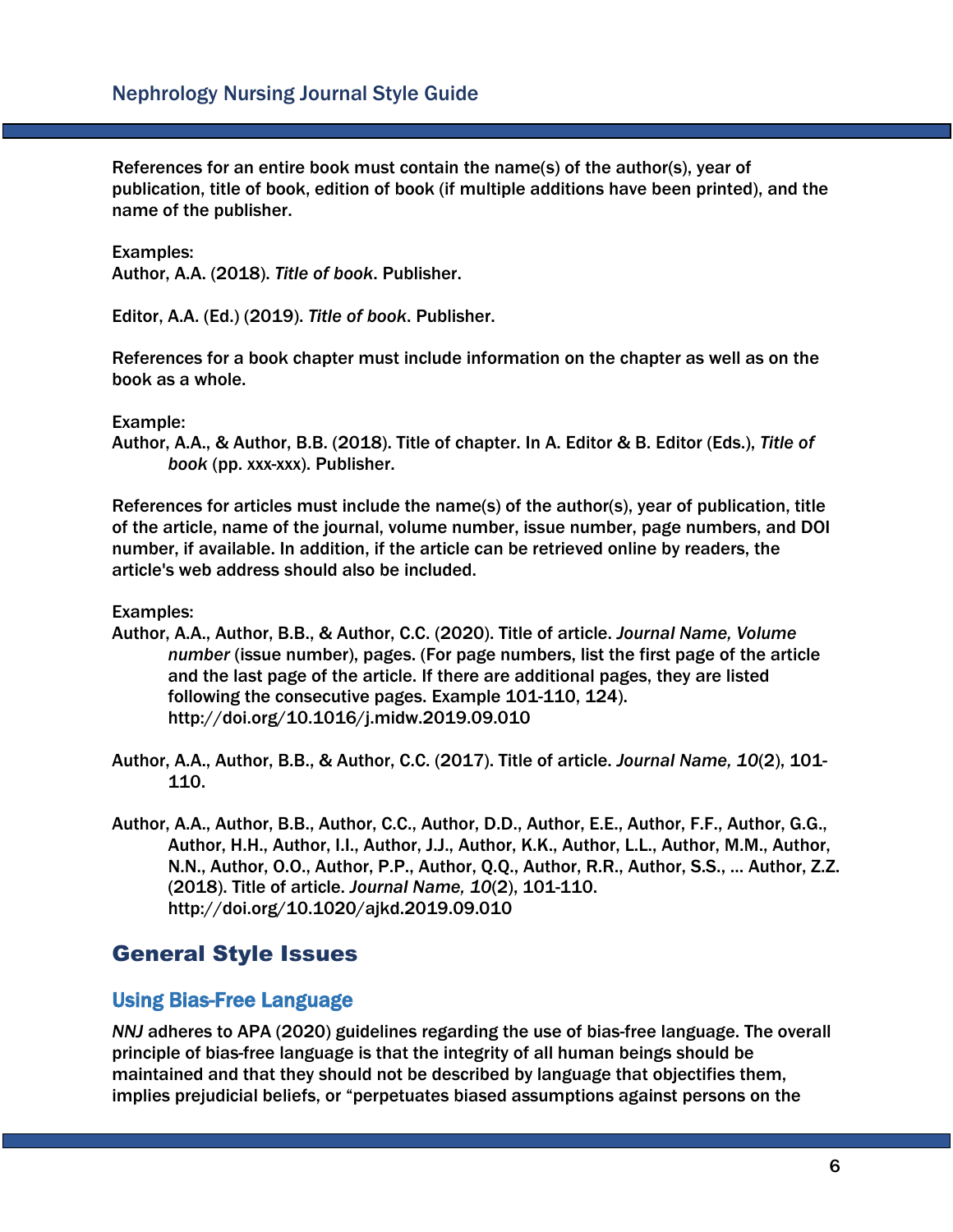References for an entire book must contain the name(s) of the author(s), year of publication, title of book, edition of book (if multiple additions have been printed), and the name of the publisher.

Examples:
Author, A.A. (2018). *Title of book*. Publisher.

Editor, A.A. (Ed.) (2019). *Title of book*. Publisher.

References for a book chapter must include information on the chapter as well as on the book as a whole.

Example:
Author, A.A., & Author, B.B. (2018). Title of chapter. In A. Editor & B. Editor (Eds.), *Title of book* (pp. xxx-xxx). Publisher.

References for articles must include the name(s) of the author(s), year of publication, title of the article, name of the journal, volume number, issue number, page numbers, and DOI number, if available. In addition, if the article can be retrieved online by readers, the article's web address should also be included.

Examples:
Author, A.A., Author, B.B., & Author, C.C. (2020). Title of article. *Journal Name, Volume number* (issue number), pages. (For page numbers, list the first page of the article and the last page of the article. If there are additional pages, they are listed following the consecutive pages. Example 101-110, 124). http://doi.org/10.1016/j.midw.2019.09.010

Author, A.A., Author, B.B., & Author, C.C. (2017). Title of article. *Journal Name, 10*(2), 101-110.

Author, A.A., Author, B.B., Author, C.C., Author, D.D., Author, E.E., Author, F.F., Author, G.G., Author, H.H., Author, I.I., Author, J.J., Author, K.K., Author, L.L., Author, M.M., Author, N.N., Author, O.O., Author, P.P., Author, Q.Q., Author, R.R., Author, S.S., … Author, Z.Z. (2018). Title of article. *Journal Name, 10*(2), 101-110. http://doi.org/10.1020/ajkd.2019.09.010

## General Style Issues

### Using Bias-Free Language

*NNJ* adheres to APA (2020) guidelines regarding the use of bias-free language. The overall principle of bias-free language is that the integrity of all human beings should be maintained and that they should not be described by language that objectifies them, implies prejudicial beliefs, or "perpetuates biased assumptions against persons on the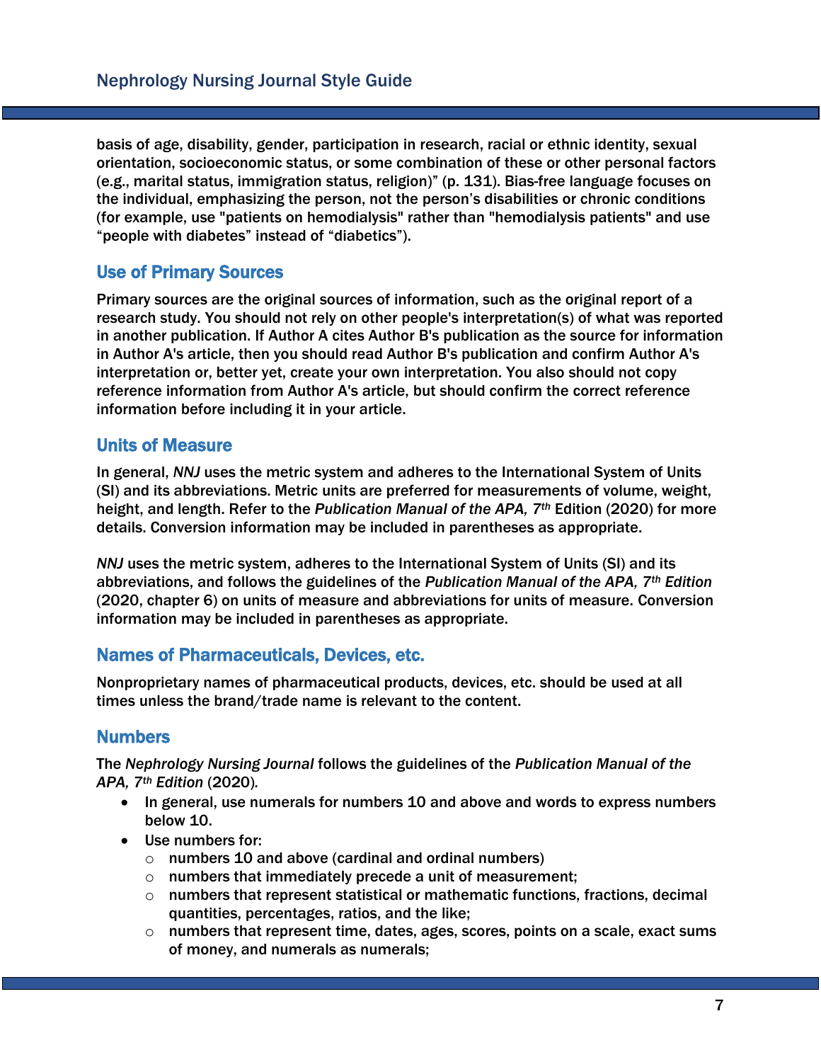basis of age, disability, gender, participation in research, racial or ethnic identity, sexual orientation, socioeconomic status, or some combination of these or other personal factors (e.g., marital status, immigration status, religion)" (p. 131). Bias-free language focuses on the individual, emphasizing the person, not the person's disabilities or chronic conditions (for example, use "patients on hemodialysis" rather than "hemodialysis patients" and use "people with diabetes" instead of "diabetics").

## Use of Primary Sources

Primary sources are the original sources of information, such as the original report of a research study. You should not rely on other people's interpretation(s) of what was reported in another publication. If Author A cites Author B's publication as the source for information in Author A's article, then you should read Author B's publication and confirm Author A's interpretation or, better yet, create your own interpretation. You also should not copy reference information from Author A's article, but should confirm the correct reference information before including it in your article.

## Units of Measure

In general, *NNJ* uses the metric system and adheres to the International System of Units (SI) and its abbreviations. Metric units are preferred for measurements of volume, weight, height, and length. Refer to the *Publication Manual of the APA, 7th* Edition (2020) for more details. Conversion information may be included in parentheses as appropriate.

*NNJ* uses the metric system, adheres to the International System of Units (SI) and its abbreviations, and follows the guidelines of the *Publication Manual of the APA, 7th Edition* (2020, chapter 6) on units of measure and abbreviations for units of measure. Conversion information may be included in parentheses as appropriate.

## Names of Pharmaceuticals, Devices, etc.

Nonproprietary names of pharmaceutical products, devices, etc. should be used at all times unless the brand/trade name is relevant to the content.

## Numbers

The *Nephrology Nursing Journal* follows the guidelines of the *Publication Manual of the APA, 7th Edition* (2020).

- In general, use numerals for numbers 10 and above and words to express numbers below 10.
- Use numbers for:
  - numbers 10 and above (cardinal and ordinal numbers)
  - numbers that immediately precede a unit of measurement;
  - numbers that represent statistical or mathematic functions, fractions, decimal quantities, percentages, ratios, and the like;
  - numbers that represent time, dates, ages, scores, points on a scale, exact sums of money, and numerals as numerals;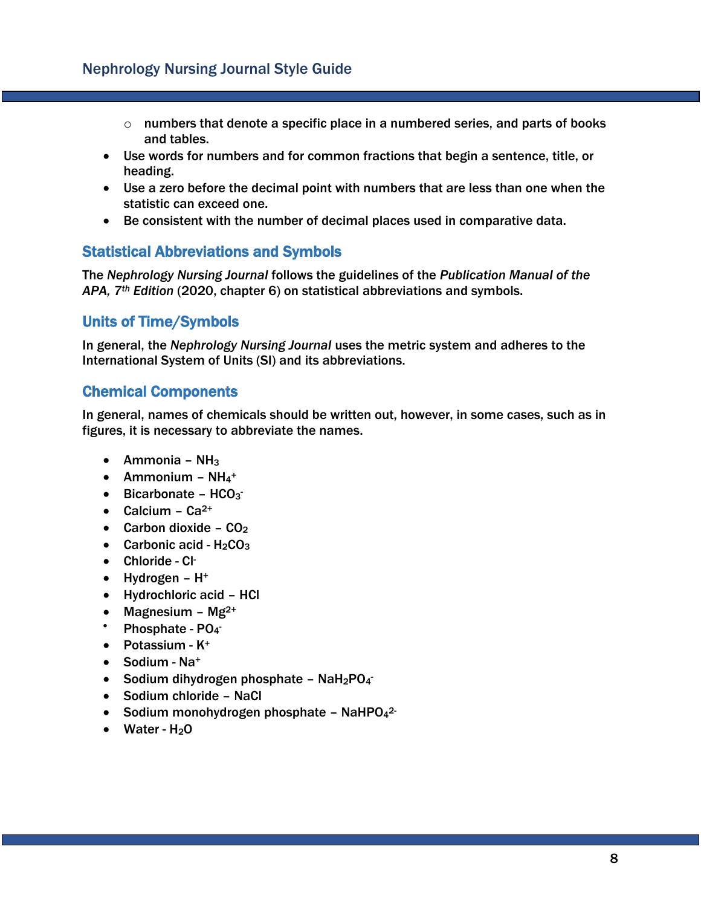- numbers that denote a specific place in a numbered series, and parts of books and tables.

- Use words for numbers and for common fractions that begin a sentence, title, or heading.
- Use a zero before the decimal point with numbers that are less than one when the statistic can exceed one.
- Be consistent with the number of decimal places used in comparative data.

## Statistical Abbreviations and Symbols

The *Nephrology Nursing Journal* follows the guidelines of the *Publication Manual of the APA, 7th Edition* (2020, chapter 6) on statistical abbreviations and symbols.

## Units of Time/Symbols

In general, the *Nephrology Nursing Journal* uses the metric system and adheres to the International System of Units (SI) and its abbreviations.

## Chemical Components

In general, names of chemicals should be written out, however, in some cases, such as in figures, it is necessary to abbreviate the names.

- Ammonia – $NH_3$
- Ammonium – $NH_4^+$
- Bicarbonate – $HCO_3^-$
- Calcium – $Ca^{2+}$
- Carbon dioxide – $CO_2$
- Carbonic acid - $H_2CO_3$
- Chloride - $Cl^-$
- Hydrogen – $H^+$
- Hydrochloric acid – HCl
- Magnesium – $Mg^{2+}$
- Phosphate - $PO_4^-$
- Potassium - $K^+$
- Sodium - $Na^+$
- Sodium dihydrogen phosphate – $NaH_2PO_4^-$
- Sodium chloride – NaCl
- Sodium monohydrogen phosphate – $NaHPO_4^{2-}$
- Water - $H_2O$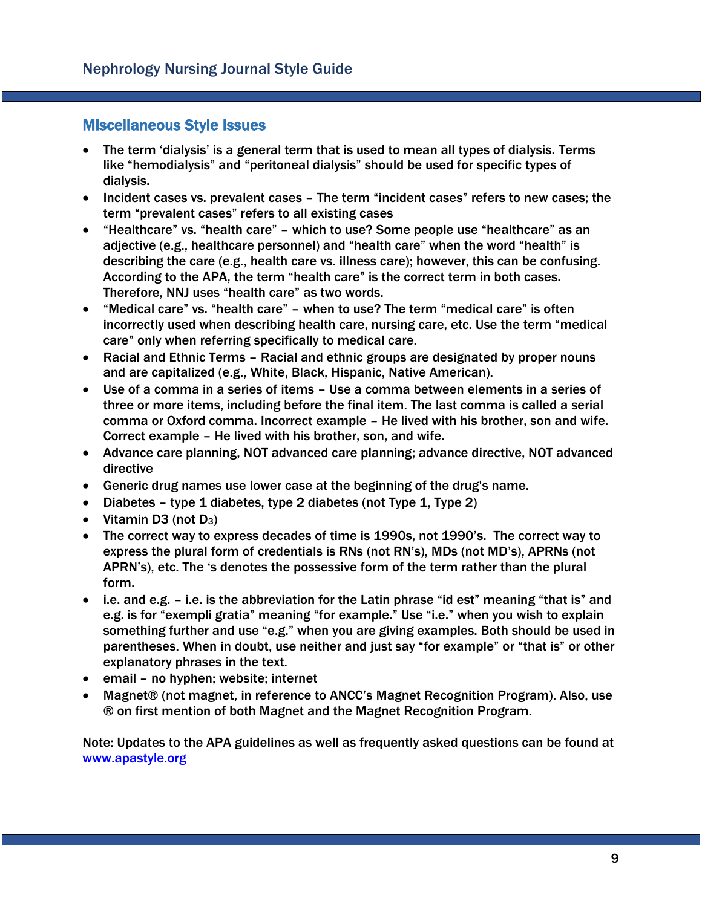## Miscellaneous Style Issues

- The term 'dialysis' is a general term that is used to mean all types of dialysis. Terms like "hemodialysis" and "peritoneal dialysis" should be used for specific types of dialysis.
- Incident cases vs. prevalent cases – The term "incident cases" refers to new cases; the term "prevalent cases" refers to all existing cases
- "Healthcare" vs. "health care" – which to use? Some people use "healthcare" as an adjective (e.g., healthcare personnel) and "health care" when the word "health" is describing the care (e.g., health care vs. illness care); however, this can be confusing. According to the APA, the term "health care" is the correct term in both cases. Therefore, NNJ uses "health care" as two words.
- "Medical care" vs. "health care" – when to use? The term "medical care" is often incorrectly used when describing health care, nursing care, etc. Use the term "medical care" only when referring specifically to medical care.
- Racial and Ethnic Terms – Racial and ethnic groups are designated by proper nouns and are capitalized (e.g., White, Black, Hispanic, Native American).
- Use of a comma in a series of items – Use a comma between elements in a series of three or more items, including before the final item. The last comma is called a serial comma or Oxford comma. Incorrect example – He lived with his brother, son and wife. Correct example – He lived with his brother, son, and wife.
- Advance care planning, NOT advanced care planning; advance directive, NOT advanced directive
- Generic drug names use lower case at the beginning of the drug's name.
- Diabetes – type 1 diabetes, type 2 diabetes (not Type 1, Type 2)
- Vitamin D3 (not $D_3$)
- The correct way to express decades of time is 1990s, not 1990's. The correct way to express the plural form of credentials is RNs (not RN's), MDs (not MD's), APRNs (not APRN's), etc. The 's denotes the possessive form of the term rather than the plural form.
- i.e. and e.g. – i.e. is the abbreviation for the Latin phrase "id est" meaning "that is" and e.g. is for "exempli gratia" meaning "for example." Use "i.e." when you wish to explain something further and use "e.g." when you are giving examples. Both should be used in parentheses. When in doubt, use neither and just say "for example" or "that is" or other explanatory phrases in the text.
- email – no hyphen; website; internet
- Magnet® (not magnet, in reference to ANCC's Magnet Recognition Program). Also, use ® on first mention of both Magnet and the Magnet Recognition Program.

Note: Updates to the APA guidelines as well as frequently asked questions can be found at [www.apastyle.org](http://www.apastyle.org)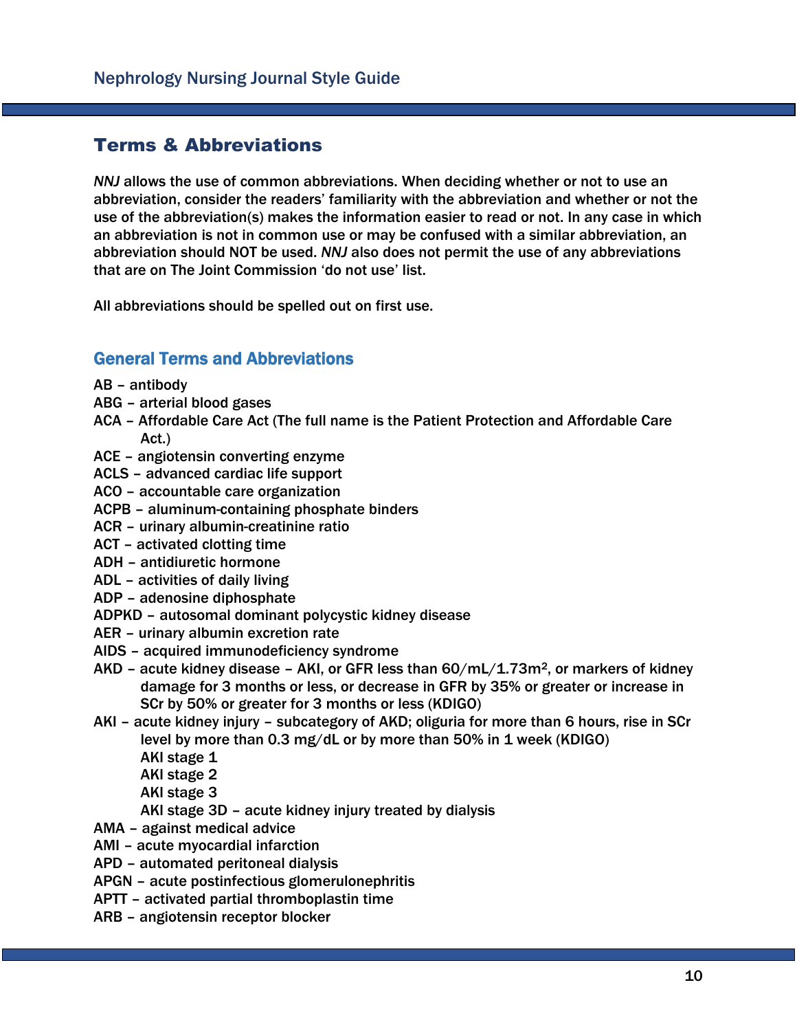# Terms & Abbreviations

*NNJ* allows the use of common abbreviations. When deciding whether or not to use an abbreviation, consider the readers' familiarity with the abbreviation and whether or not the use of the abbreviation(s) makes the information easier to read or not. In any case in which an abbreviation is not in common use or may be confused with a similar abbreviation, an abbreviation should NOT be used. *NNJ* also does not permit the use of any abbreviations that are on The Joint Commission 'do not use' list.

All abbreviations should be spelled out on first use.

## General Terms and Abbreviations

AB – antibody
ABG – arterial blood gases
ACA – Affordable Care Act (The full name is the Patient Protection and Affordable Care Act.)
ACE – angiotensin converting enzyme
ACLS – advanced cardiac life support
ACO – accountable care organization
ACPB – aluminum-containing phosphate binders
ACR – urinary albumin-creatinine ratio
ACT – activated clotting time
ADH – antidiuretic hormone
ADL – activities of daily living
ADP – adenosine diphosphate
ADPKD – autosomal dominant polycystic kidney disease
AER – urinary albumin excretion rate
AIDS – acquired immunodeficiency syndrome
AKD – acute kidney disease – AKI, or GFR less than 60/mL/1.73m$^2$, or markers of kidney damage for 3 months or less, or decrease in GFR by 35% or greater or increase in SCr by 50% or greater for 3 months or less (KDIGO)
AKI – acute kidney injury – subcategory of AKD; oliguria for more than 6 hours, rise in SCr level by more than 0.3 mg/dL or by more than 50% in 1 week (KDIGO)
    AKI stage 1
    AKI stage 2
    AKI stage 3
    AKI stage 3D – acute kidney injury treated by dialysis
AMA – against medical advice
AMI – acute myocardial infarction
APD – automated peritoneal dialysis
APGN – acute postinfectious glomerulonephritis
APTT – activated partial thromboplastin time
ARB – angiotensin receptor blocker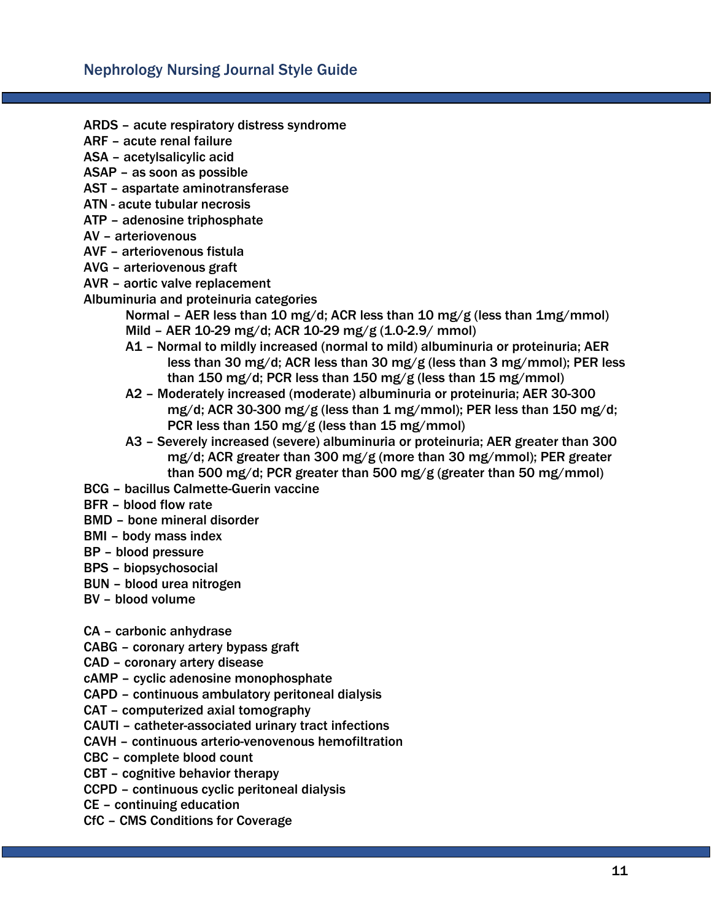ARDS – acute respiratory distress syndrome
ARF – acute renal failure
ASA – acetylsalicylic acid
ASAP – as soon as possible
AST – aspartate aminotransferase
ATN - acute tubular necrosis
ATP – adenosine triphosphate
AV – arteriovenous
AVF – arteriovenous fistula
AVG – arteriovenous graft
AVR – aortic valve replacement
Albuminuria and proteinuria categories

- Normal – AER less than 10 mg/d; ACR less than 10 mg/g (less than 1mg/mmol)
- Mild – AER 10-29 mg/d; ACR 10-29 mg/g (1.0-2.9/ mmol)
- A1 – Normal to mildly increased (normal to mild) albuminuria or proteinuria; AER less than 30 mg/d; ACR less than 30 mg/g (less than 3 mg/mmol); PER less than 150 mg/d; PCR less than 150 mg/g (less than 15 mg/mmol)
- A2 – Moderately increased (moderate) albuminuria or proteinuria; AER 30-300 mg/d; ACR 30-300 mg/g (less than 1 mg/mmol); PER less than 150 mg/d; PCR less than 150 mg/g (less than 15 mg/mmol)
- A3 – Severely increased (severe) albuminuria or proteinuria; AER greater than 300 mg/d; ACR greater than 300 mg/g (more than 30 mg/mmol); PER greater than 500 mg/d; PCR greater than 500 mg/g (greater than 50 mg/mmol)

BCG – bacillus Calmette-Guerin vaccine
BFR – blood flow rate
BMD – bone mineral disorder
BMI – body mass index
BP – blood pressure
BPS – biopsychosocial
BUN – blood urea nitrogen
BV – blood volume

CA – carbonic anhydrase
CABG – coronary artery bypass graft
CAD – coronary artery disease
cAMP – cyclic adenosine monophosphate
CAPD – continuous ambulatory peritoneal dialysis
CAT – computerized axial tomography
CAUTI – catheter-associated urinary tract infections
CAVH – continuous arterio-venovenous hemofiltration
CBC – complete blood count
CBT – cognitive behavior therapy
CCPD – continuous cyclic peritoneal dialysis
CE – continuing education
CfC – CMS Conditions for Coverage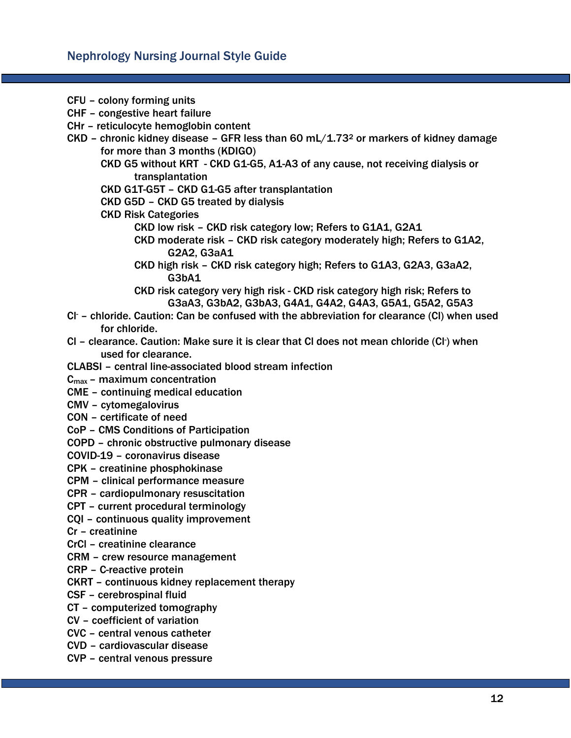CFU – colony forming units
CHF – congestive heart failure
CHr – reticulocyte hemoglobin content
CKD – chronic kidney disease – GFR less than 60 mL/1.73$^2$ or markers of kidney damage for more than 3 months (KDIGO)

- CKD G5 without KRT - CKD G1-G5, A1-A3 of any cause, not receiving dialysis or transplantation
- CKD G1T-G5T – CKD G1-G5 after transplantation
- CKD G5D – CKD G5 treated by dialysis
- CKD Risk Categories
  - CKD low risk – CKD risk category low; Refers to G1A1, G2A1
  - CKD moderate risk – CKD risk category moderately high; Refers to G1A2, G2A2, G3aA1
  - CKD high risk – CKD risk category high; Refers to G1A3, G2A3, G3aA2, G3bA1
  - CKD risk category very high risk - CKD risk category high risk; Refers to G3aA3, G3bA2, G3bA3, G4A1, G4A2, G4A3, G5A1, G5A2, G5A3

$Cl^-$ – chloride. Caution: Can be confused with the abbreviation for clearance (Cl) when used for chloride.
Cl – clearance. Caution: Make sure it is clear that Cl does not mean chloride ($Cl^-$) when used for clearance.
CLABSI – central line-associated blood stream infection
$C_{max}$ – maximum concentration
CME – continuing medical education
CMV – cytomegalovirus
CON – certificate of need
CoP – CMS Conditions of Participation
COPD – chronic obstructive pulmonary disease
COVID-19 – coronavirus disease
CPK – creatinine phosphokinase
CPM – clinical performance measure
CPR – cardiopulmonary resuscitation
CPT – current procedural terminology
CQI – continuous quality improvement
Cr – creatinine
CrCl – creatinine clearance
CRM – crew resource management
CRP – C-reactive protein
CKRT – continuous kidney replacement therapy
CSF – cerebrospinal fluid
CT – computerized tomography
CV – coefficient of variation
CVC – central venous catheter
CVD – cardiovascular disease
CVP – central venous pressure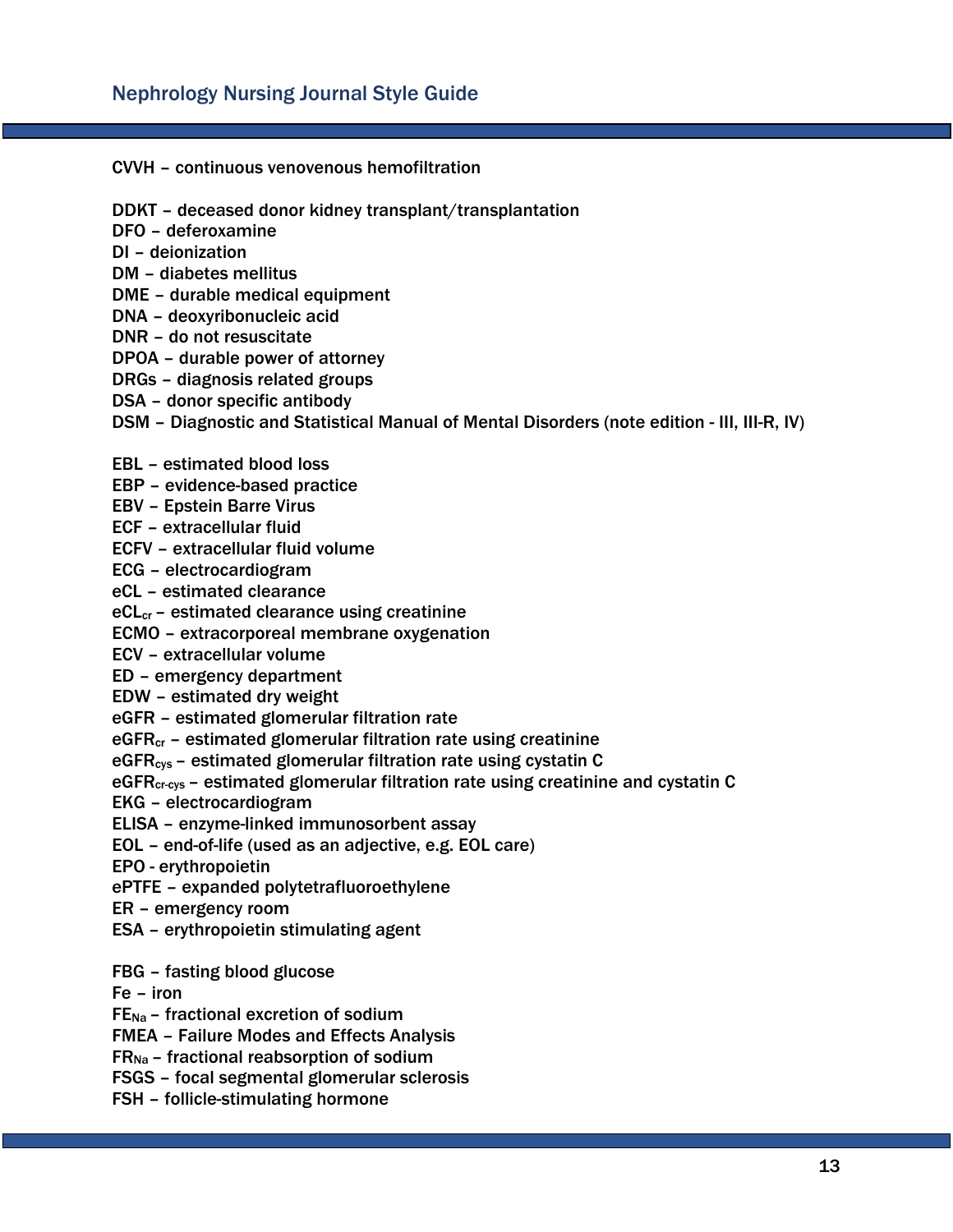CVVH – continuous venovenous hemofiltration

DDKT – deceased donor kidney transplant/transplantation
DFO – deferoxamine
DI – deionization
DM – diabetes mellitus
DME – durable medical equipment
DNA – deoxyribonucleic acid
DNR – do not resuscitate
DPOA – durable power of attorney
DRGs – diagnosis related groups
DSA – donor specific antibody
DSM – Diagnostic and Statistical Manual of Mental Disorders (note edition - III, III-R, IV)

EBL – estimated blood loss
EBP – evidence-based practice
EBV – Epstein Barre Virus
ECF – extracellular fluid
ECFV – extracellular fluid volume
ECG – electrocardiogram
eCL – estimated clearance
$eCL_{cr}$ – estimated clearance using creatinine
ECMO – extracorporeal membrane oxygenation
ECV – extracellular volume
ED – emergency department
EDW – estimated dry weight
eGFR – estimated glomerular filtration rate
$eGFR_{cr}$ – estimated glomerular filtration rate using creatinine
$eGFR_{cys}$ – estimated glomerular filtration rate using cystatin C
$eGFR_{cr\text{-}cys}$ – estimated glomerular filtration rate using creatinine and cystatin C
EKG – electrocardiogram
ELISA – enzyme-linked immunosorbent assay
EOL – end-of-life (used as an adjective, e.g. EOL care)
EPO - erythropoietin
ePTFE – expanded polytetrafluoroethylene
ER – emergency room
ESA – erythropoietin stimulating agent

FBG – fasting blood glucose
Fe – iron
$FE_{Na}$ – fractional excretion of sodium
FMEA – Failure Modes and Effects Analysis
$FR_{Na}$ – fractional reabsorption of sodium
FSGS – focal segmental glomerular sclerosis
FSH – follicle-stimulating hormone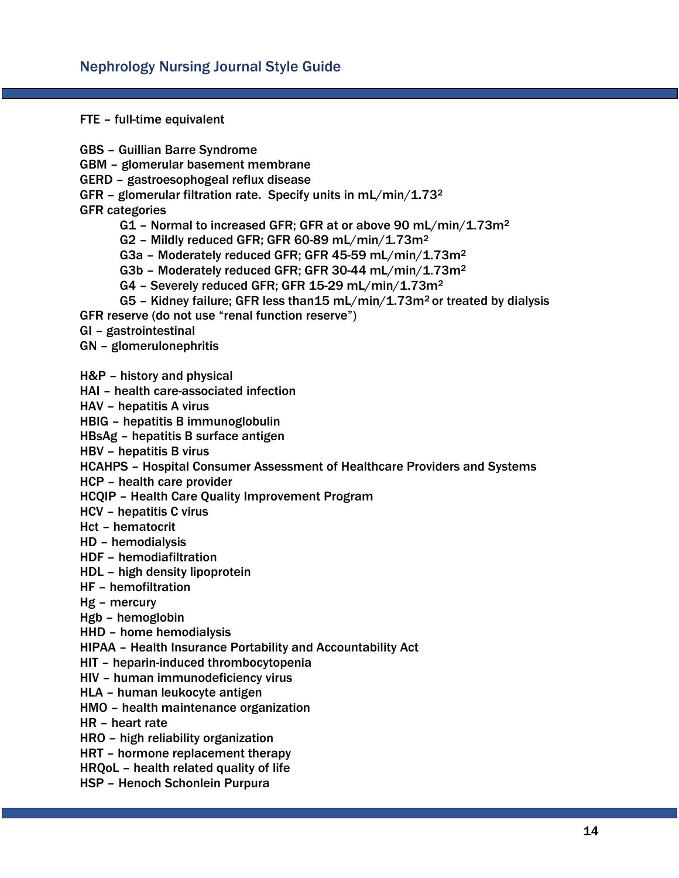FTE – full-time equivalent

GBS – Guillian Barre Syndrome
GBM – glomerular basement membrane
GERD – gastroesophogeal reflux disease
GFR – glomerular filtration rate. Specify units in mL/min/1.73$^2$
GFR categories

- G1 – Normal to increased GFR; GFR at or above 90 mL/min/1.73m$^2$
- G2 – Mildly reduced GFR; GFR 60-89 mL/min/1.73m$^2$
- G3a – Moderately reduced GFR; GFR 45-59 mL/min/1.73m$^2$
- G3b – Moderately reduced GFR; GFR 30-44 mL/min/1.73m$^2$
- G4 – Severely reduced GFR; GFR 15-29 mL/min/1.73m$^2$
- G5 – Kidney failure; GFR less than15 mL/min/1.73m$^2$ or treated by dialysis

GFR reserve (do not use "renal function reserve")
GI – gastrointestinal
GN – glomerulonephritis

H&P – history and physical
HAI – health care-associated infection
HAV – hepatitis A virus
HBIG – hepatitis B immunoglobulin
HBsAg – hepatitis B surface antigen
HBV – hepatitis B virus
HCAHPS – Hospital Consumer Assessment of Healthcare Providers and Systems
HCP – health care provider
HCQIP – Health Care Quality Improvement Program
HCV – hepatitis C virus
Hct – hematocrit
HD – hemodialysis
HDF – hemodiafiltration
HDL – high density lipoprotein
HF – hemofiltration
Hg – mercury
Hgb – hemoglobin
HHD – home hemodialysis
HIPAA – Health Insurance Portability and Accountability Act
HIT – heparin-induced thrombocytopenia
HIV – human immunodeficiency virus
HLA – human leukocyte antigen
HMO – health maintenance organization
HR – heart rate
HRO – high reliability organization
HRT – hormone replacement therapy
HRQoL – health related quality of life
HSP – Henoch Schonlein Purpura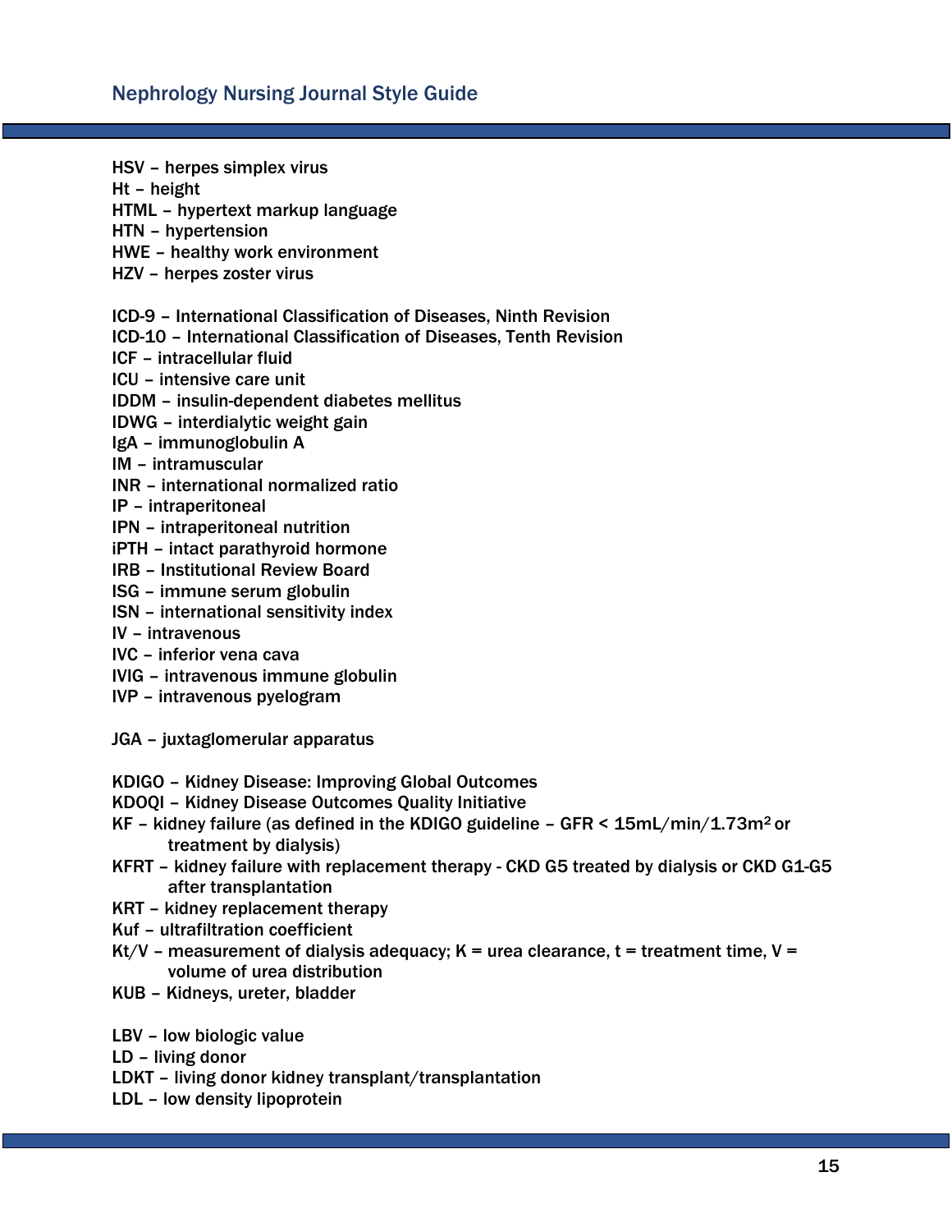HSV – herpes simplex virus
Ht – height
HTML – hypertext markup language
HTN – hypertension
HWE – healthy work environment
HZV – herpes zoster virus

ICD-9 – International Classification of Diseases, Ninth Revision
ICD-10 – International Classification of Diseases, Tenth Revision
ICF – intracellular fluid
ICU – intensive care unit
IDDM – insulin-dependent diabetes mellitus
IDWG – interdialytic weight gain
IgA – immunoglobulin A
IM – intramuscular
INR – international normalized ratio
IP – intraperitoneal
IPN – intraperitoneal nutrition
iPTH – intact parathyroid hormone
IRB – Institutional Review Board
ISG – immune serum globulin
ISN – international sensitivity index
IV – intravenous
IVC – inferior vena cava
IVIG – intravenous immune globulin
IVP – intravenous pyelogram

JGA – juxtaglomerular apparatus

KDIGO – Kidney Disease: Improving Global Outcomes
KDOQI – Kidney Disease Outcomes Quality Initiative
KF – kidney failure (as defined in the KDIGO guideline – GFR < 15mL/min/1.73m$^2$ or treatment by dialysis)
KFRT – kidney failure with replacement therapy - CKD G5 treated by dialysis or CKD G1-G5 after transplantation
KRT – kidney replacement therapy
Kuf – ultrafiltration coefficient
Kt/V – measurement of dialysis adequacy; K = urea clearance, t = treatment time, V = volume of urea distribution
KUB – Kidneys, ureter, bladder

LBV – low biologic value
LD – living donor
LDKT – living donor kidney transplant/transplantation
LDL – low density lipoprotein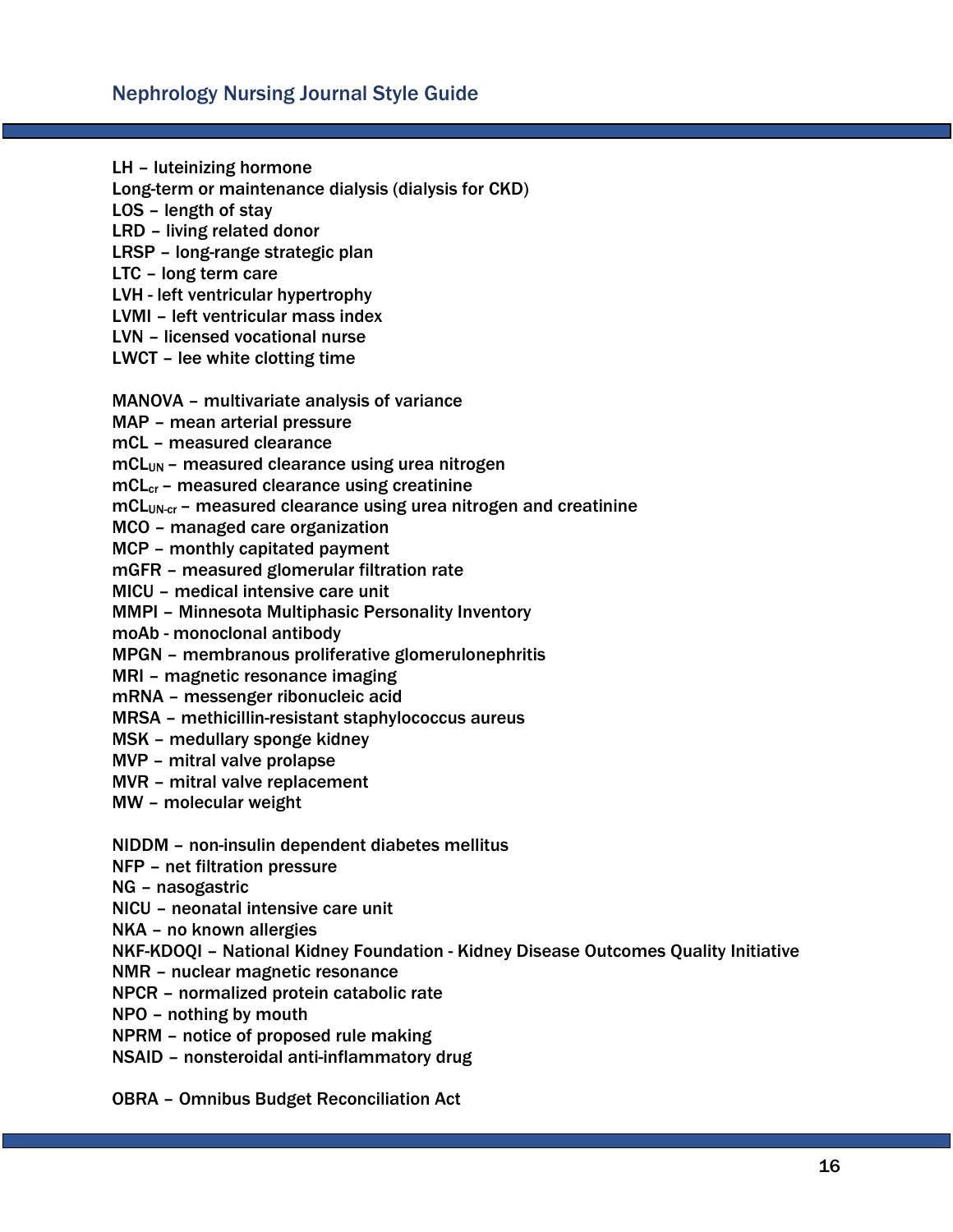LH – luteinizing hormone
Long-term or maintenance dialysis (dialysis for CKD)
LOS – length of stay
LRD – living related donor
LRSP – long-range strategic plan
LTC – long term care
LVH - left ventricular hypertrophy
LVMI – left ventricular mass index
LVN – licensed vocational nurse
LWCT – lee white clotting time

MANOVA – multivariate analysis of variance
MAP – mean arterial pressure
mCL – measured clearance
$mCL_{UN}$ – measured clearance using urea nitrogen
$mCL_{cr}$ – measured clearance using creatinine
$mCL_{UN\text{-}cr}$ – measured clearance using urea nitrogen and creatinine
MCO – managed care organization
MCP – monthly capitated payment
mGFR – measured glomerular filtration rate
MICU – medical intensive care unit
MMPI – Minnesota Multiphasic Personality Inventory
moAb - monoclonal antibody
MPGN – membranous proliferative glomerulonephritis
MRI – magnetic resonance imaging
mRNA – messenger ribonucleic acid
MRSA – methicillin-resistant staphylococcus aureus
MSK – medullary sponge kidney
MVP – mitral valve prolapse
MVR – mitral valve replacement
MW – molecular weight

NIDDM – non-insulin dependent diabetes mellitus
NFP – net filtration pressure
NG – nasogastric
NICU – neonatal intensive care unit
NKA – no known allergies
NKF-KDOQI – National Kidney Foundation - Kidney Disease Outcomes Quality Initiative
NMR – nuclear magnetic resonance
NPCR – normalized protein catabolic rate
NPO – nothing by mouth
NPRM – notice of proposed rule making
NSAID – nonsteroidal anti-inflammatory drug

OBRA – Omnibus Budget Reconciliation Act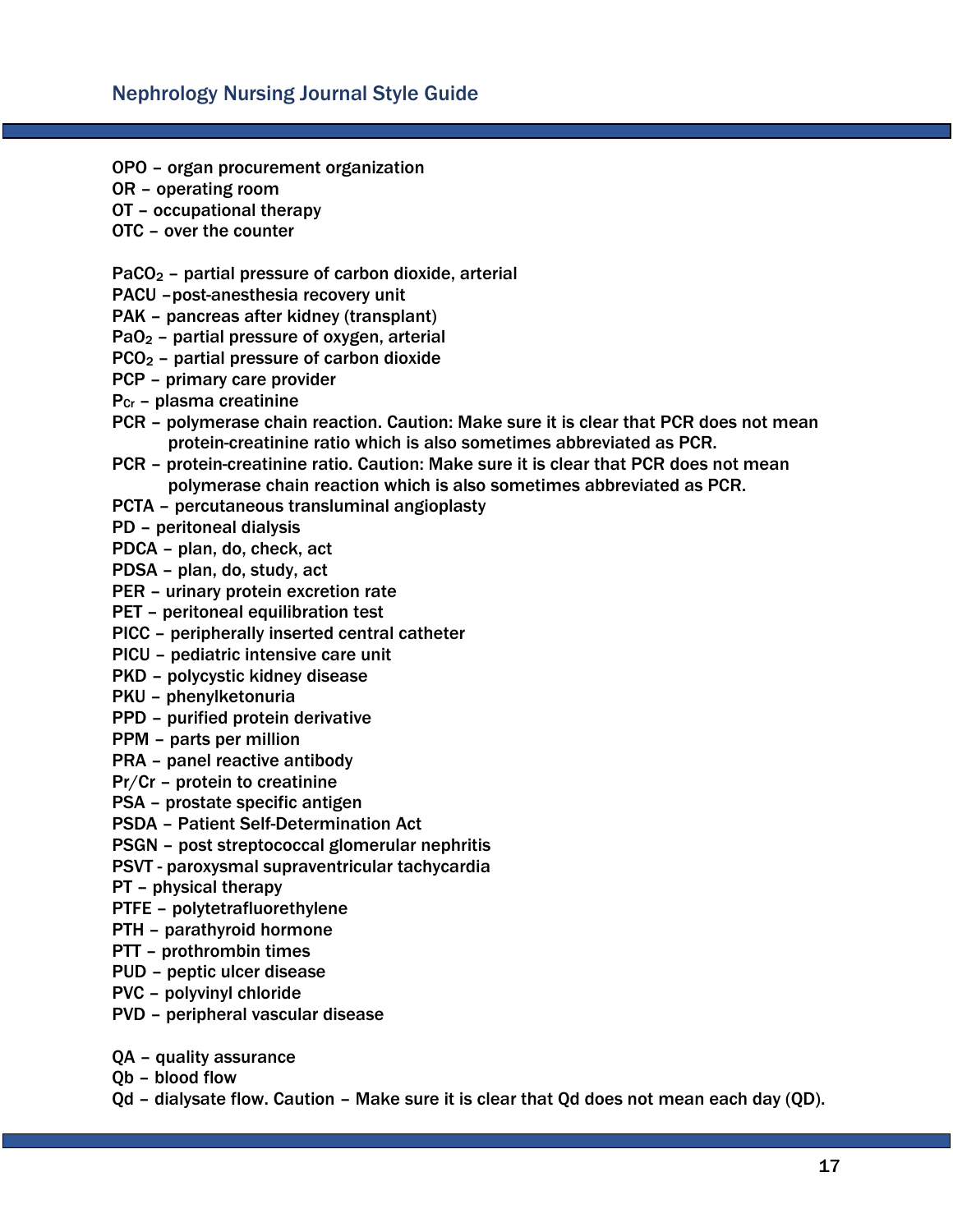OPO – organ procurement organization
OR – operating room
OT – occupational therapy
OTC – over the counter

$PaCO_2$ – partial pressure of carbon dioxide, arterial
PACU –post-anesthesia recovery unit
PAK – pancreas after kidney (transplant)
$PaO_2$ – partial pressure of oxygen, arterial
$PCO_2$ – partial pressure of carbon dioxide
PCP – primary care provider
$P_{Cr}$ – plasma creatinine
PCR – polymerase chain reaction. Caution: Make sure it is clear that PCR does not mean protein-creatinine ratio which is also sometimes abbreviated as PCR.
PCR – protein-creatinine ratio. Caution: Make sure it is clear that PCR does not mean polymerase chain reaction which is also sometimes abbreviated as PCR.
PCTA – percutaneous transluminal angioplasty
PD – peritoneal dialysis
PDCA – plan, do, check, act
PDSA – plan, do, study, act
PER – urinary protein excretion rate
PET – peritoneal equilibration test
PICC – peripherally inserted central catheter
PICU – pediatric intensive care unit
PKD – polycystic kidney disease
PKU – phenylketonuria
PPD – purified protein derivative
PPM – parts per million
PRA – panel reactive antibody
Pr/Cr – protein to creatinine
PSA – prostate specific antigen
PSDA – Patient Self-Determination Act
PSGN – post streptococcal glomerular nephritis
PSVT - paroxysmal supraventricular tachycardia
PT – physical therapy
PTFE – polytetrafluorethylene
PTH – parathyroid hormone
PTT – prothrombin times
PUD – peptic ulcer disease
PVC – polyvinyl chloride
PVD – peripheral vascular disease

QA – quality assurance
Qb – blood flow
Qd – dialysate flow. Caution – Make sure it is clear that Qd does not mean each day (QD).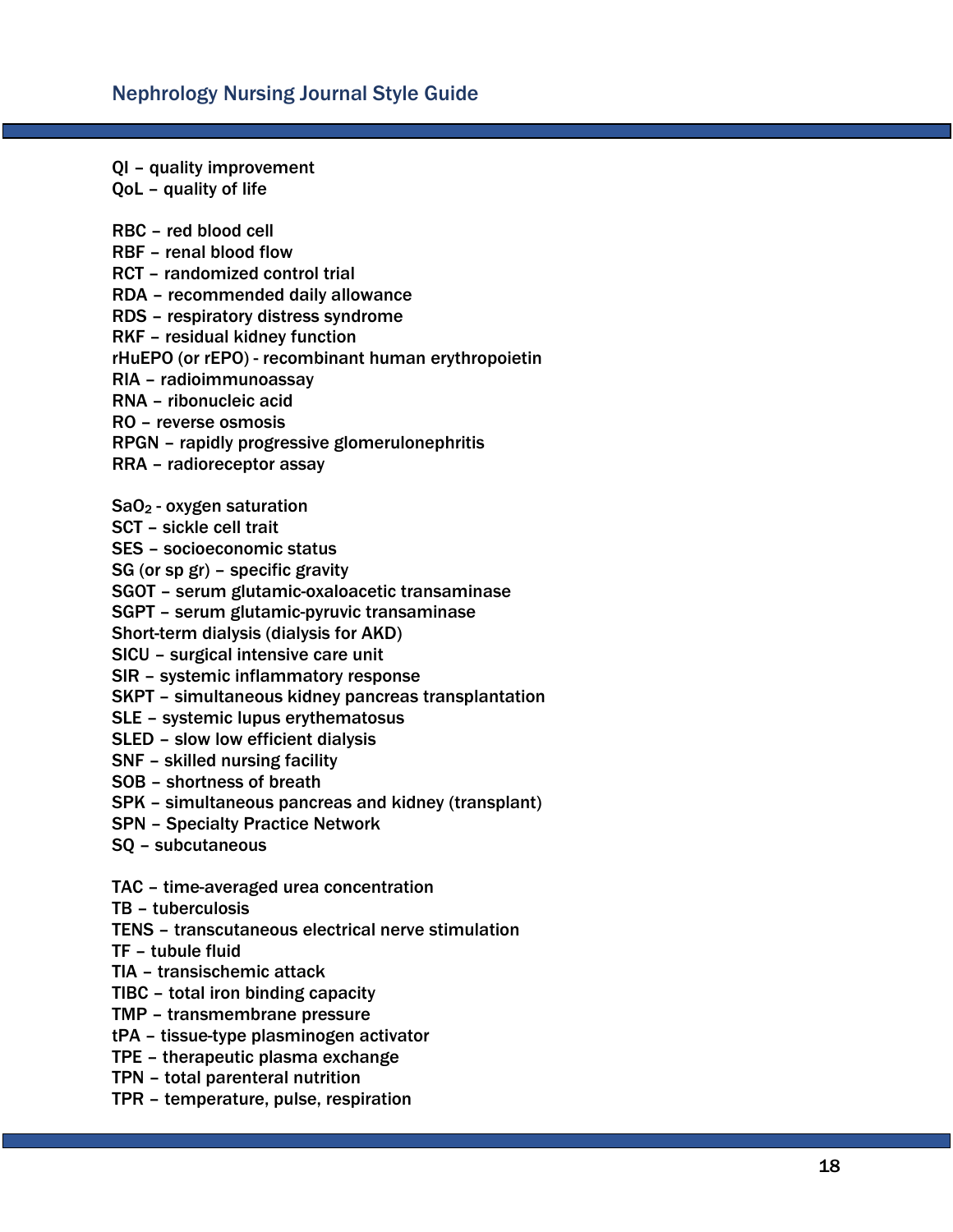QI – quality improvement
QoL – quality of life

RBC – red blood cell
RBF – renal blood flow
RCT – randomized control trial
RDA – recommended daily allowance
RDS – respiratory distress syndrome
RKF – residual kidney function
rHuEPO (or rEPO) - recombinant human erythropoietin
RIA – radioimmunoassay
RNA – ribonucleic acid
RO – reverse osmosis
RPGN – rapidly progressive glomerulonephritis
RRA – radioreceptor assay

$SaO_2$ - oxygen saturation
SCT – sickle cell trait
SES – socioeconomic status
SG (or sp gr) – specific gravity
SGOT – serum glutamic-oxaloacetic transaminase
SGPT – serum glutamic-pyruvic transaminase
Short-term dialysis (dialysis for AKD)
SICU – surgical intensive care unit
SIR – systemic inflammatory response
SKPT – simultaneous kidney pancreas transplantation
SLE – systemic lupus erythematosus
SLED – slow low efficient dialysis
SNF – skilled nursing facility
SOB – shortness of breath
SPK – simultaneous pancreas and kidney (transplant)
SPN – Specialty Practice Network
SQ – subcutaneous

TAC – time-averaged urea concentration
TB – tuberculosis
TENS – transcutaneous electrical nerve stimulation
TF – tubule fluid
TIA – transischemic attack
TIBC – total iron binding capacity
TMP – transmembrane pressure
tPA – tissue-type plasminogen activator
TPE – therapeutic plasma exchange
TPN – total parenteral nutrition
TPR – temperature, pulse, respiration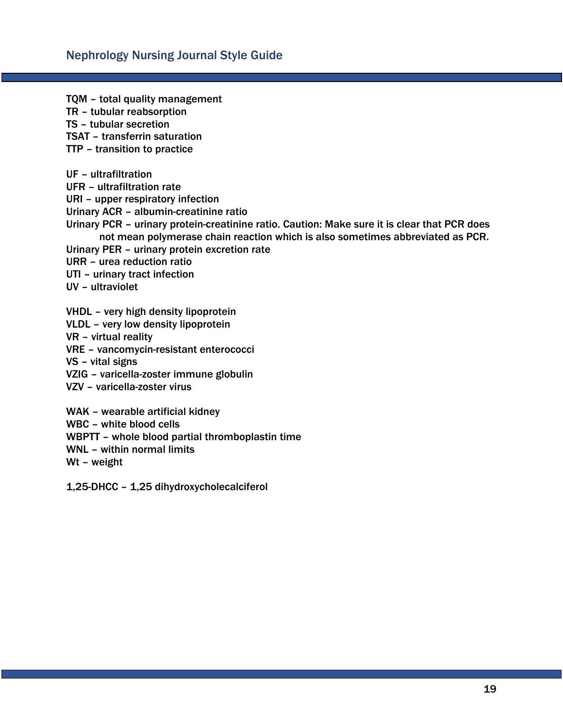TQM – total quality management
TR – tubular reabsorption
TS – tubular secretion
TSAT – transferrin saturation
TTP – transition to practice

UF – ultrafiltration
UFR – ultrafiltration rate
URI – upper respiratory infection
Urinary ACR – albumin-creatinine ratio
Urinary PCR – urinary protein-creatinine ratio. Caution: Make sure it is clear that PCR does not mean polymerase chain reaction which is also sometimes abbreviated as PCR.
Urinary PER – urinary protein excretion rate
URR – urea reduction ratio
UTI – urinary tract infection
UV – ultraviolet

VHDL – very high density lipoprotein
VLDL – very low density lipoprotein
VR – virtual reality
VRE – vancomycin-resistant enterococci
VS – vital signs
VZIG – varicella-zoster immune globulin
VZV – varicella-zoster virus

WAK – wearable artificial kidney
WBC – white blood cells
WBPTT – whole blood partial thromboplastin time
WNL – within normal limits
Wt – weight

1,25-DHCC – 1,25 dihydroxycholecalciferol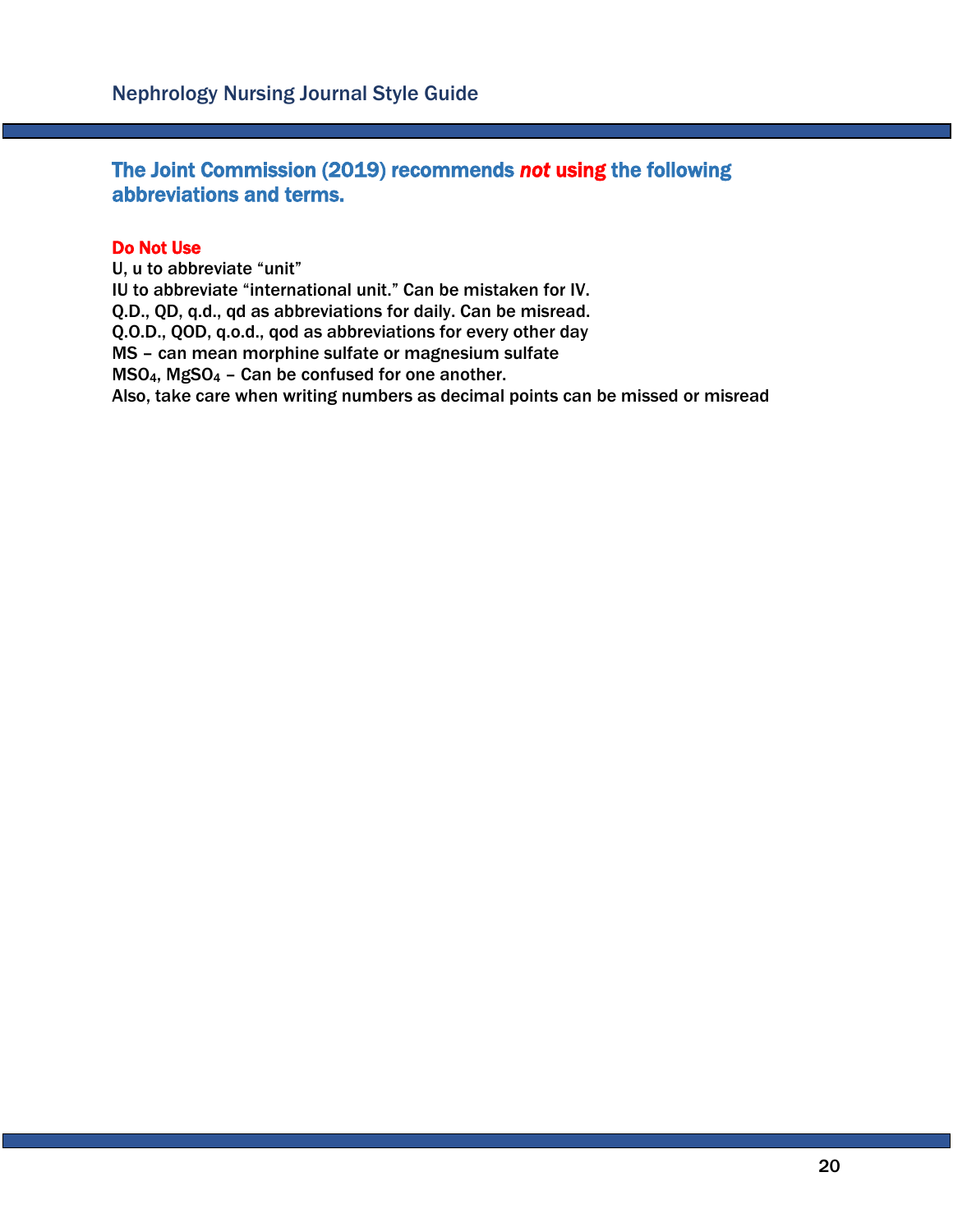## The Joint Commission (2019) recommends ***not* using** the following abbreviations and terms.

**Do Not Use**

U, u to abbreviate "unit"
IU to abbreviate "international unit." Can be mistaken for IV.
Q.D., QD, q.d., qd as abbreviations for daily. Can be misread.
Q.O.D., QOD, q.o.d., qod as abbreviations for every other day
MS – can mean morphine sulfate or magnesium sulfate
$MSO_4$, $MgSO_4$ – Can be confused for one another.
Also, take care when writing numbers as decimal points can be missed or misread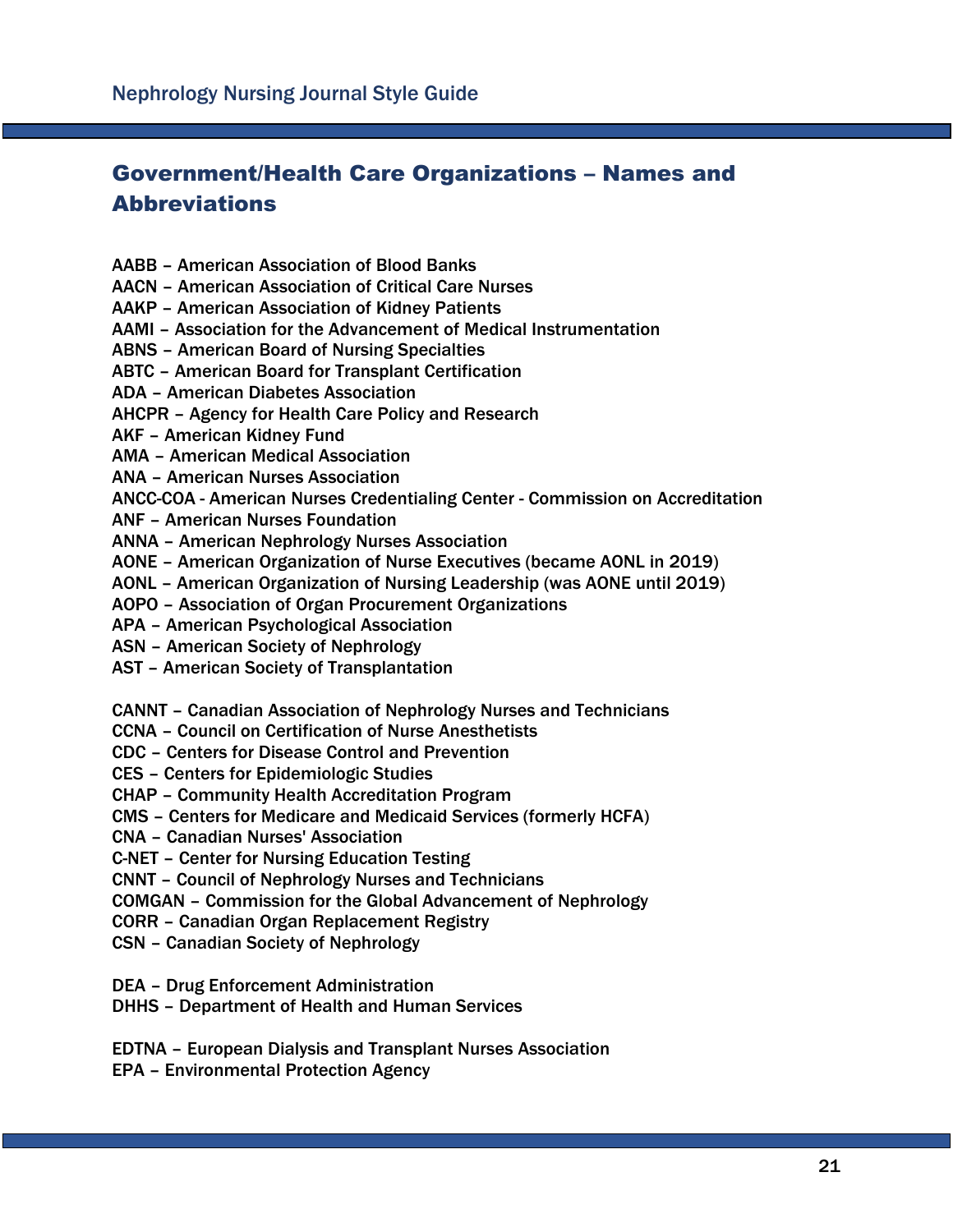## Government/Health Care Organizations – Names and Abbreviations

AABB – American Association of Blood Banks
AACN – American Association of Critical Care Nurses
AAKP – American Association of Kidney Patients
AAMI – Association for the Advancement of Medical Instrumentation
ABNS – American Board of Nursing Specialties
ABTC – American Board for Transplant Certification
ADA – American Diabetes Association
AHCPR – Agency for Health Care Policy and Research
AKF – American Kidney Fund
AMA – American Medical Association
ANA – American Nurses Association
ANCC-COA - American Nurses Credentialing Center - Commission on Accreditation
ANF – American Nurses Foundation
ANNA – American Nephrology Nurses Association
AONE – American Organization of Nurse Executives (became AONL in 2019)
AONL – American Organization of Nursing Leadership (was AONE until 2019)
AOPO – Association of Organ Procurement Organizations
APA – American Psychological Association
ASN – American Society of Nephrology
AST – American Society of Transplantation

CANNT – Canadian Association of Nephrology Nurses and Technicians
CCNA – Council on Certification of Nurse Anesthetists
CDC – Centers for Disease Control and Prevention
CES – Centers for Epidemiologic Studies
CHAP – Community Health Accreditation Program
CMS – Centers for Medicare and Medicaid Services (formerly HCFA)
CNA – Canadian Nurses' Association
C-NET – Center for Nursing Education Testing
CNNT – Council of Nephrology Nurses and Technicians
COMGAN – Commission for the Global Advancement of Nephrology
CORR – Canadian Organ Replacement Registry
CSN – Canadian Society of Nephrology

DEA – Drug Enforcement Administration
DHHS – Department of Health and Human Services

EDTNA – European Dialysis and Transplant Nurses Association
EPA – Environmental Protection Agency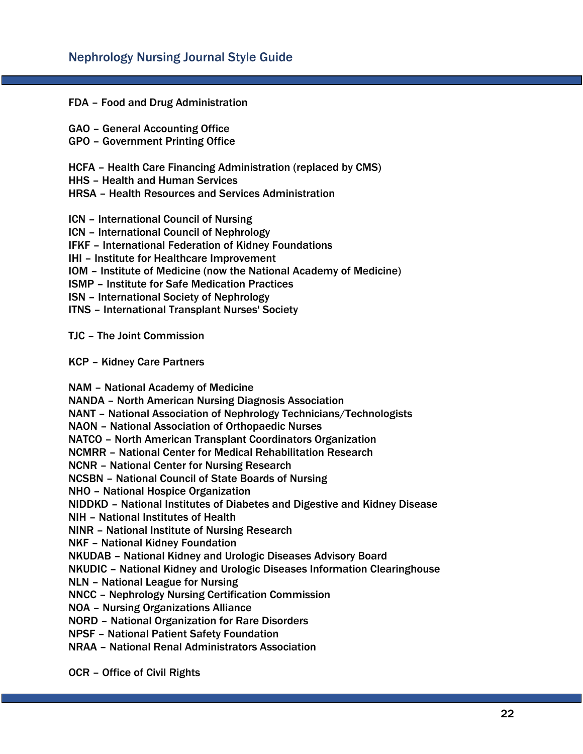FDA – Food and Drug Administration

GAO – General Accounting Office
GPO – Government Printing Office

HCFA – Health Care Financing Administration (replaced by CMS)
HHS – Health and Human Services
HRSA – Health Resources and Services Administration

ICN – International Council of Nursing
ICN – International Council of Nephrology
IFKF – International Federation of Kidney Foundations
IHI – Institute for Healthcare Improvement
IOM – Institute of Medicine (now the National Academy of Medicine)
ISMP – Institute for Safe Medication Practices
ISN – International Society of Nephrology
ITNS – International Transplant Nurses' Society

TJC – The Joint Commission

KCP – Kidney Care Partners

NAM – National Academy of Medicine
NANDA – North American Nursing Diagnosis Association
NANT – National Association of Nephrology Technicians/Technologists
NAON – National Association of Orthopaedic Nurses
NATCO – North American Transplant Coordinators Organization
NCMRR – National Center for Medical Rehabilitation Research
NCNR – National Center for Nursing Research
NCSBN – National Council of State Boards of Nursing
NHO – National Hospice Organization
NIDDKD – National Institutes of Diabetes and Digestive and Kidney Disease
NIH – National Institutes of Health
NINR – National Institute of Nursing Research
NKF – National Kidney Foundation
NKUDAB – National Kidney and Urologic Diseases Advisory Board
NKUDIC – National Kidney and Urologic Diseases Information Clearinghouse
NLN – National League for Nursing
NNCC – Nephrology Nursing Certification Commission
NOA – Nursing Organizations Alliance
NORD – National Organization for Rare Disorders
NPSF – National Patient Safety Foundation
NRAA – National Renal Administrators Association

OCR – Office of Civil Rights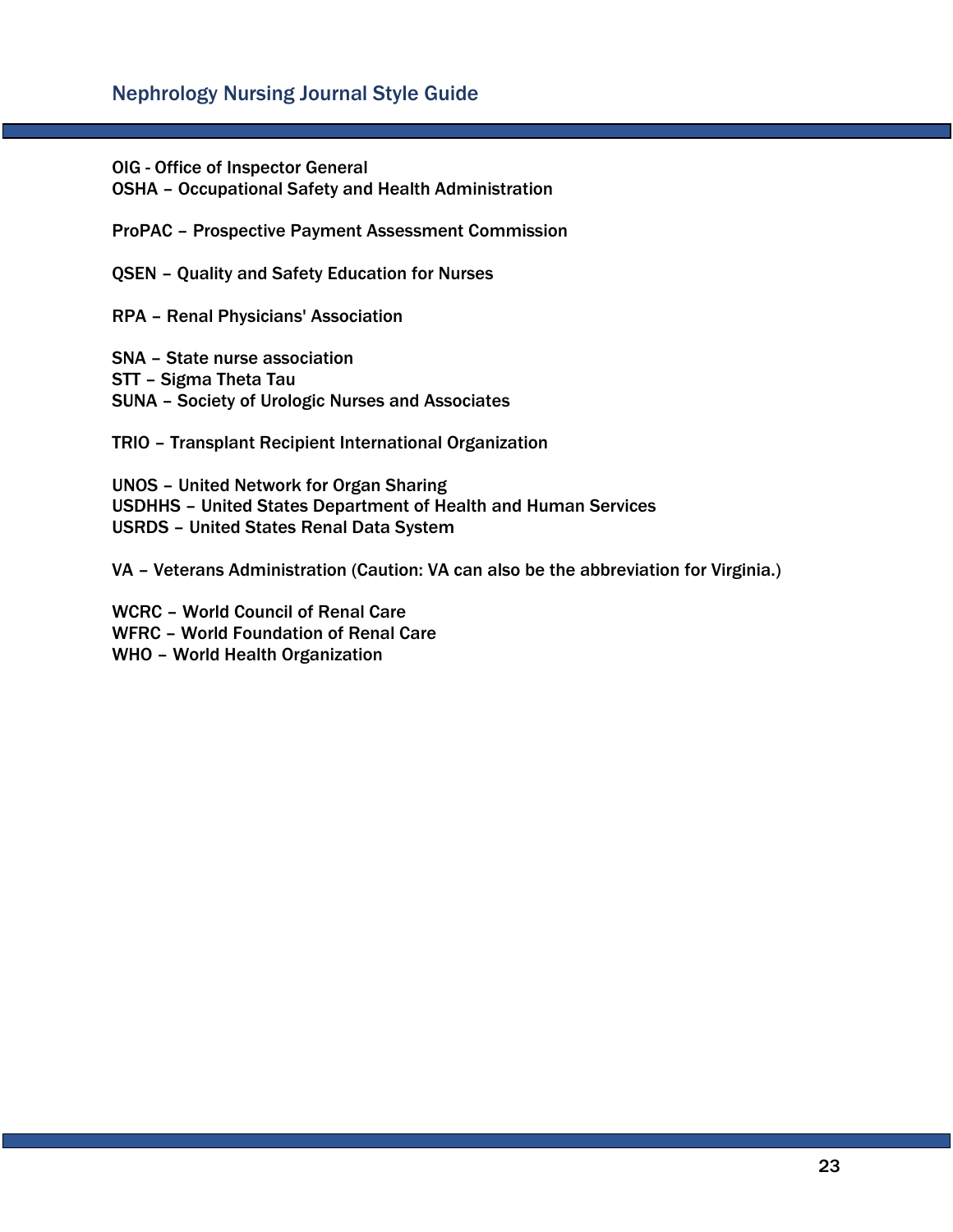OIG - Office of Inspector General
OSHA – Occupational Safety and Health Administration

ProPAC – Prospective Payment Assessment Commission

QSEN – Quality and Safety Education for Nurses

RPA – Renal Physicians' Association

SNA – State nurse association
STT – Sigma Theta Tau
SUNA – Society of Urologic Nurses and Associates

TRIO – Transplant Recipient International Organization

UNOS – United Network for Organ Sharing
USDHHS – United States Department of Health and Human Services
USRDS – United States Renal Data System

VA – Veterans Administration (Caution: VA can also be the abbreviation for Virginia.)

WCRC – World Council of Renal Care
WFRC – World Foundation of Renal Care
WHO – World Health Organization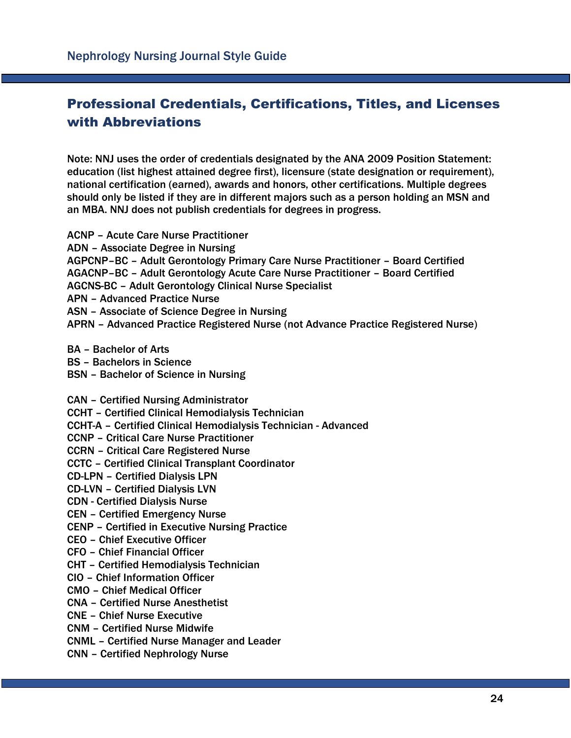## Professional Credentials, Certifications, Titles, and Licenses with Abbreviations

Note: NNJ uses the order of credentials designated by the ANA 2009 Position Statement: education (list highest attained degree first), licensure (state designation or requirement), national certification (earned), awards and honors, other certifications. Multiple degrees should only be listed if they are in different majors such as a person holding an MSN and an MBA. NNJ does not publish credentials for degrees in progress.

ACNP – Acute Care Nurse Practitioner
ADN – Associate Degree in Nursing
AGPCNP–BC – Adult Gerontology Primary Care Nurse Practitioner – Board Certified
AGACNP–BC – Adult Gerontology Acute Care Nurse Practitioner – Board Certified
AGCNS-BC – Adult Gerontology Clinical Nurse Specialist
APN – Advanced Practice Nurse
ASN – Associate of Science Degree in Nursing
APRN – Advanced Practice Registered Nurse (not Advance Practice Registered Nurse)

BA – Bachelor of Arts
BS – Bachelors in Science
BSN – Bachelor of Science in Nursing

CAN – Certified Nursing Administrator
CCHT – Certified Clinical Hemodialysis Technician
CCHT-A – Certified Clinical Hemodialysis Technician - Advanced
CCNP – Critical Care Nurse Practitioner
CCRN – Critical Care Registered Nurse
CCTC – Certified Clinical Transplant Coordinator
CD-LPN – Certified Dialysis LPN
CD-LVN – Certified Dialysis LVN
CDN - Certified Dialysis Nurse
CEN – Certified Emergency Nurse
CENP – Certified in Executive Nursing Practice
CEO – Chief Executive Officer
CFO – Chief Financial Officer
CHT – Certified Hemodialysis Technician
CIO – Chief Information Officer
CMO – Chief Medical Officer
CNA – Certified Nurse Anesthetist
CNE – Chief Nurse Executive
CNM – Certified Nurse Midwife
CNML – Certified Nurse Manager and Leader
CNN – Certified Nephrology Nurse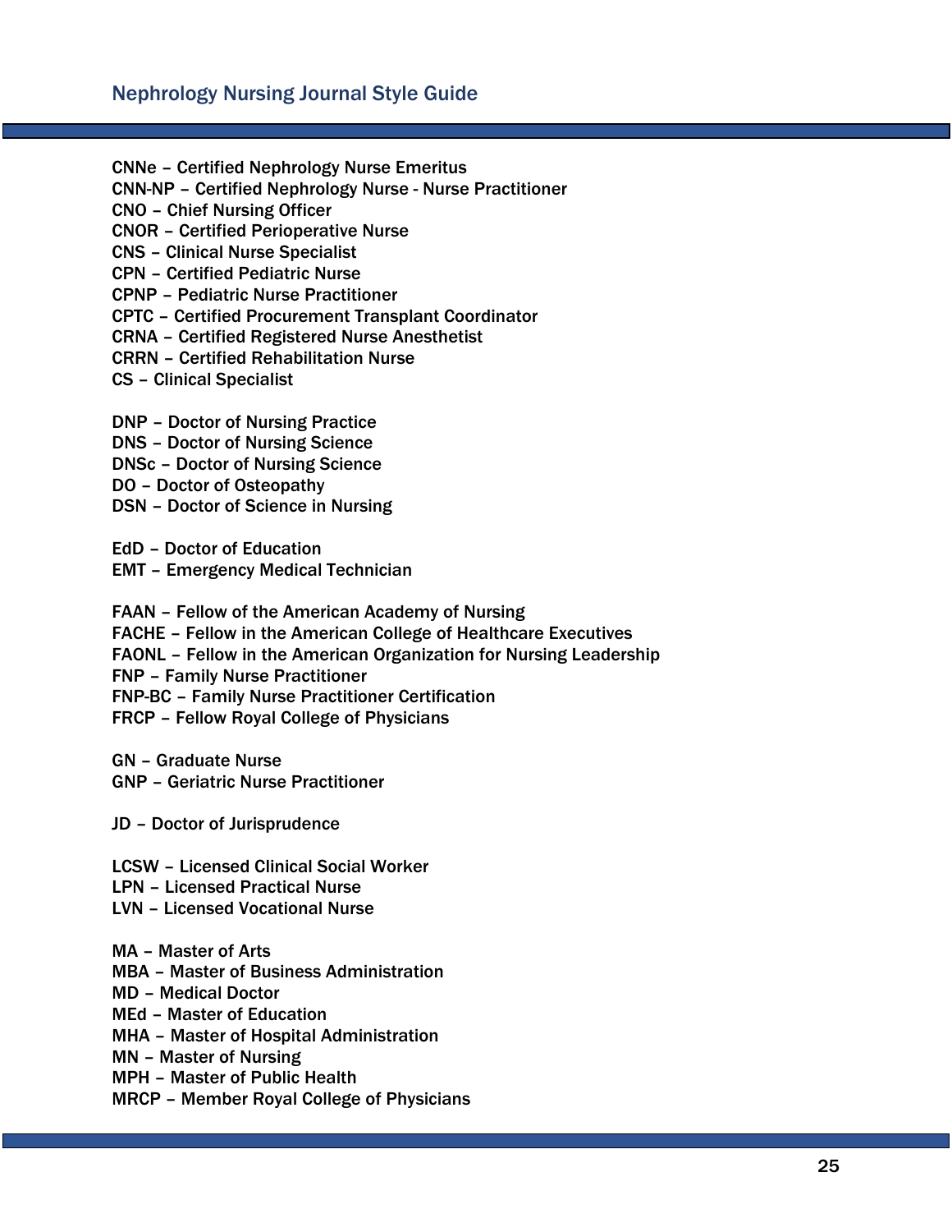CNNe – Certified Nephrology Nurse Emeritus
CNN-NP – Certified Nephrology Nurse - Nurse Practitioner
CNO – Chief Nursing Officer
CNOR – Certified Perioperative Nurse
CNS – Clinical Nurse Specialist
CPN – Certified Pediatric Nurse
CPNP – Pediatric Nurse Practitioner
CPTC – Certified Procurement Transplant Coordinator
CRNA – Certified Registered Nurse Anesthetist
CRRN – Certified Rehabilitation Nurse
CS – Clinical Specialist

DNP – Doctor of Nursing Practice
DNS – Doctor of Nursing Science
DNSc – Doctor of Nursing Science
DO – Doctor of Osteopathy
DSN – Doctor of Science in Nursing

EdD – Doctor of Education
EMT – Emergency Medical Technician

FAAN – Fellow of the American Academy of Nursing
FACHE – Fellow in the American College of Healthcare Executives
FAONL – Fellow in the American Organization for Nursing Leadership
FNP – Family Nurse Practitioner
FNP-BC – Family Nurse Practitioner Certification
FRCP – Fellow Royal College of Physicians

GN – Graduate Nurse
GNP – Geriatric Nurse Practitioner

JD – Doctor of Jurisprudence

LCSW – Licensed Clinical Social Worker
LPN – Licensed Practical Nurse
LVN – Licensed Vocational Nurse

MA – Master of Arts
MBA – Master of Business Administration
MD – Medical Doctor
MEd – Master of Education
MHA – Master of Hospital Administration
MN – Master of Nursing
MPH – Master of Public Health
MRCP – Member Royal College of Physicians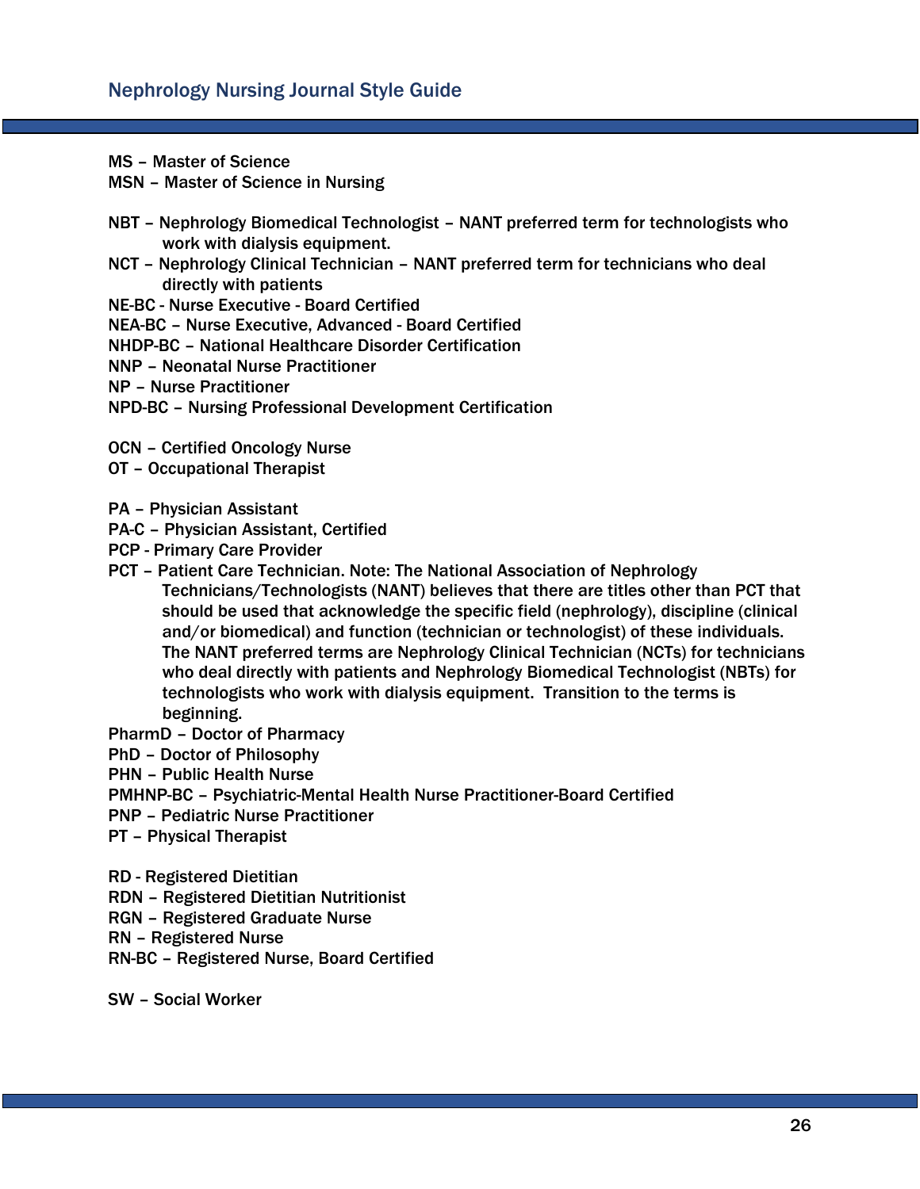MS – Master of Science
MSN – Master of Science in Nursing

NBT – Nephrology Biomedical Technologist – NANT preferred term for technologists who work with dialysis equipment.
NCT – Nephrology Clinical Technician – NANT preferred term for technicians who deal directly with patients
NE-BC - Nurse Executive - Board Certified
NEA-BC – Nurse Executive, Advanced - Board Certified
NHDP-BC – National Healthcare Disorder Certification
NNP – Neonatal Nurse Practitioner
NP – Nurse Practitioner
NPD-BC – Nursing Professional Development Certification

OCN – Certified Oncology Nurse
OT – Occupational Therapist

PA – Physician Assistant
PA-C – Physician Assistant, Certified
PCP - Primary Care Provider
PCT – Patient Care Technician. Note: The National Association of Nephrology Technicians/Technologists (NANT) believes that there are titles other than PCT that should be used that acknowledge the specific field (nephrology), discipline (clinical and/or biomedical) and function (technician or technologist) of these individuals. The NANT preferred terms are Nephrology Clinical Technician (NCTs) for technicians who deal directly with patients and Nephrology Biomedical Technologist (NBTs) for technologists who work with dialysis equipment. Transition to the terms is beginning.
PharmD – Doctor of Pharmacy
PhD – Doctor of Philosophy
PHN – Public Health Nurse
PMHNP-BC – Psychiatric-Mental Health Nurse Practitioner-Board Certified
PNP – Pediatric Nurse Practitioner
PT – Physical Therapist

RD - Registered Dietitian
RDN – Registered Dietitian Nutritionist
RGN – Registered Graduate Nurse
RN – Registered Nurse
RN-BC – Registered Nurse, Board Certified

SW – Social Worker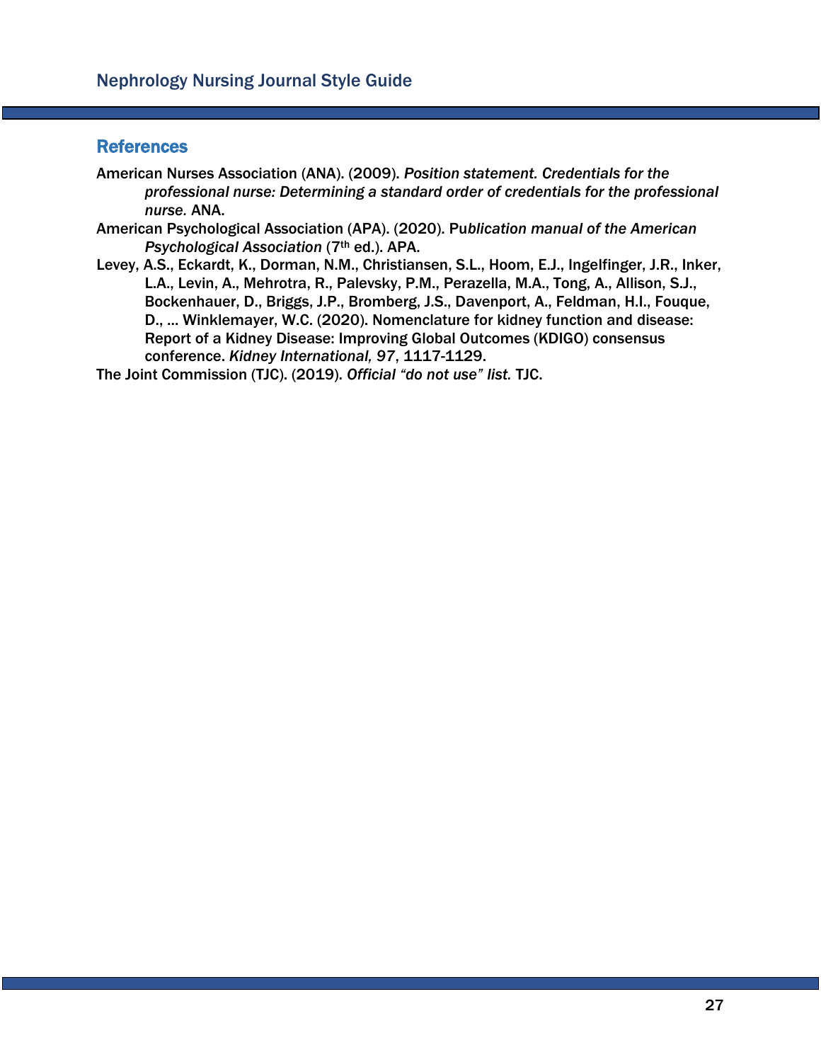## References

American Nurses Association (ANA). (2009). *Position statement. Credentials for the professional nurse: Determining a standard order of credentials for the professional nurse.* ANA.

American Psychological Association (APA). (2020). Pu*blication manual of the American Psychological Association* (7th ed.). APA.

Levey, A.S., Eckardt, K., Dorman, N.M., Christiansen, S.L., Hoom, E.J., Ingelfinger, J.R., Inker, L.A., Levin, A., Mehrotra, R., Palevsky, P.M., Perazella, M.A., Tong, A., Allison, S.J., Bockenhauer, D., Briggs, J.P., Bromberg, J.S., Davenport, A., Feldman, H.I., Fouque, D., … Winklemayer, W.C. (2020). Nomenclature for kidney function and disease: Report of a Kidney Disease: Improving Global Outcomes (KDIGO) consensus conference. *Kidney International, 97*, 1117-1129.

The Joint Commission (TJC). (2019). *Official "do not use" list.* TJC.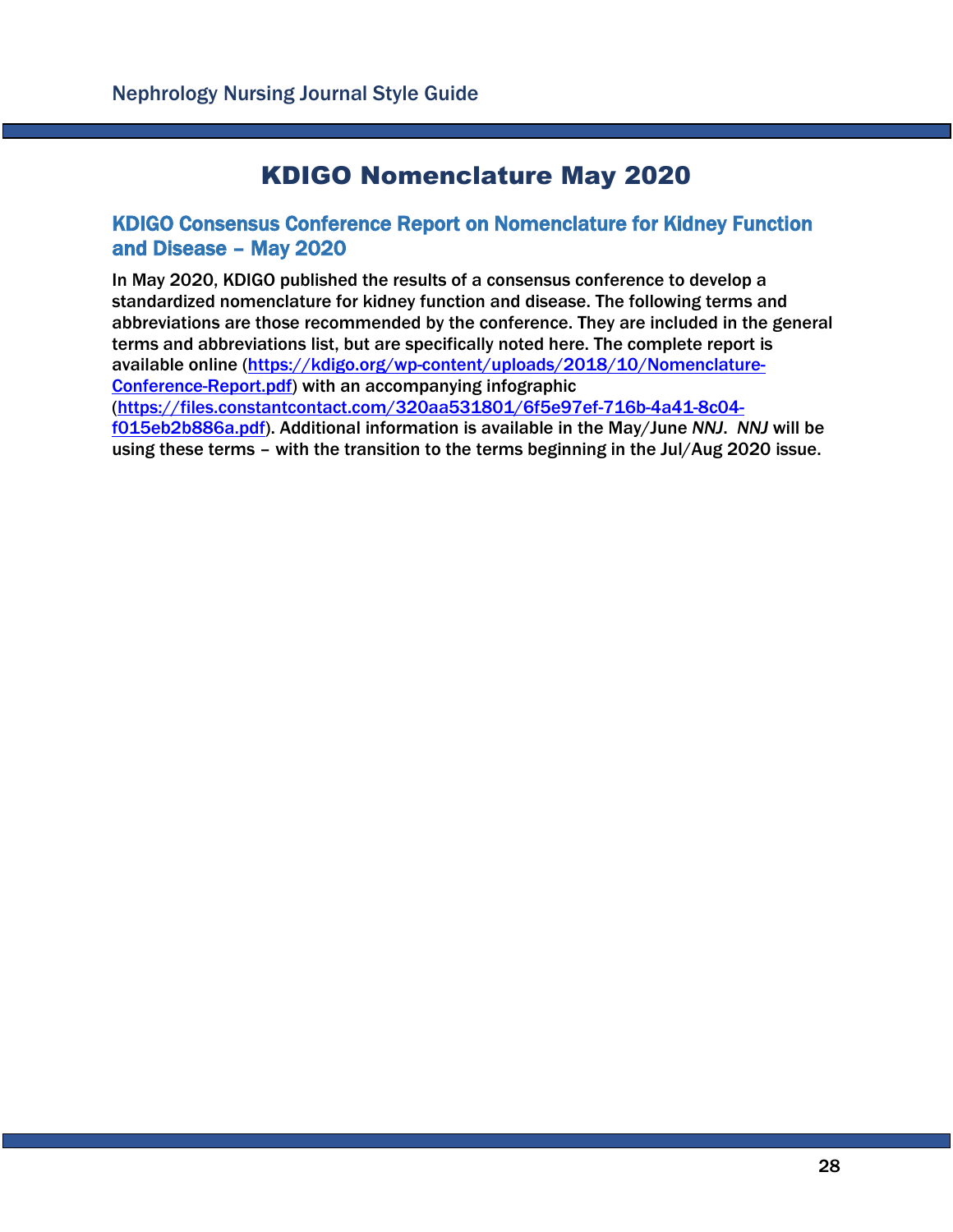# KDIGO Nomenclature May 2020

## KDIGO Consensus Conference Report on Nomenclature for Kidney Function and Disease – May 2020

In May 2020, KDIGO published the results of a consensus conference to develop a standardized nomenclature for kidney function and disease. The following terms and abbreviations are those recommended by the conference. They are included in the general terms and abbreviations list, but are specifically noted here. The complete report is available online (https://kdigo.org/wp-content/uploads/2018/10/Nomenclature-Conference-Report.pdf) with an accompanying infographic (https://files.constantcontact.com/320aa531801/6f5e97ef-716b-4a41-8c04-f015eb2b886a.pdf). Additional information is available in the May/June *NNJ*. *NNJ* will be using these terms – with the transition to the terms beginning in the Jul/Aug 2020 issue.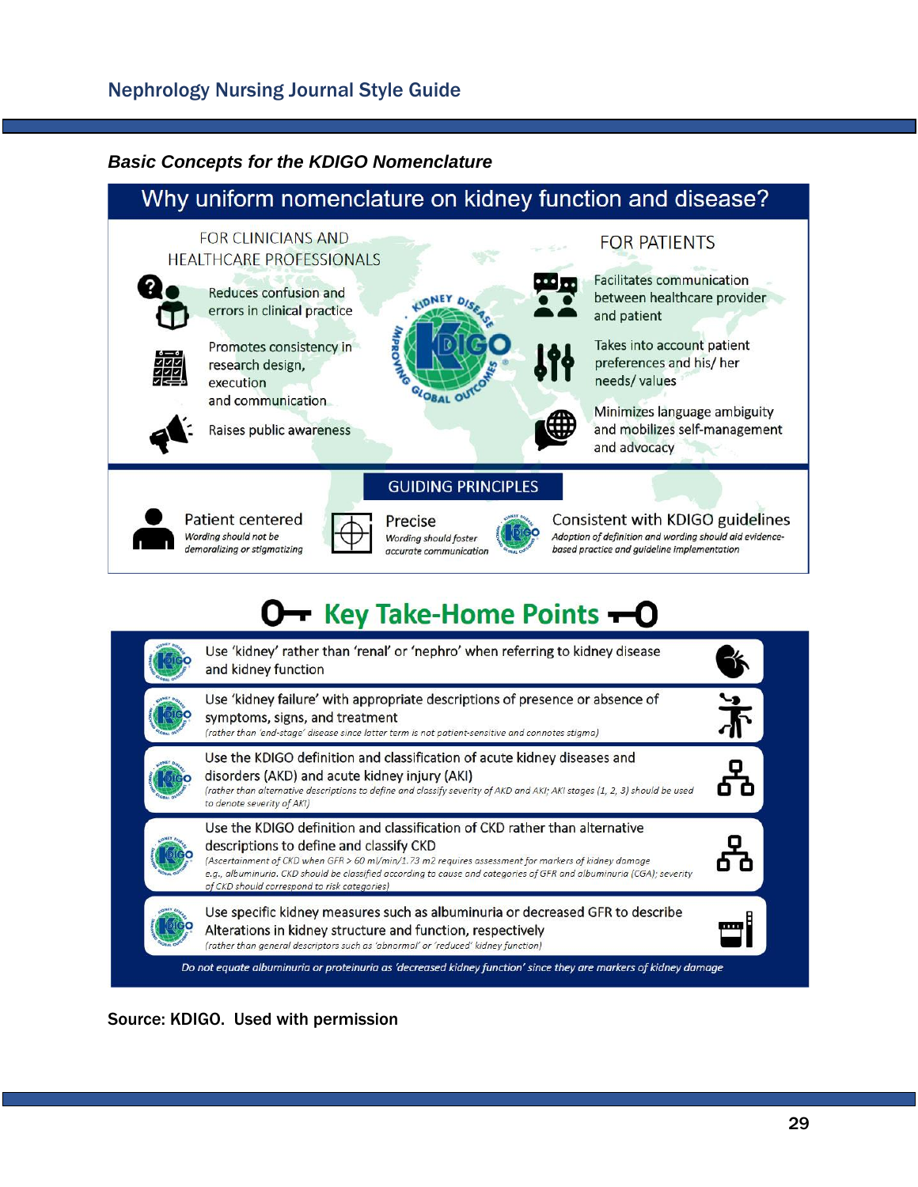### Basic Concepts for the KDIGO Nomenclature

## Why uniform nomenclature on kidney function and disease?

**FOR CLINICIANS AND HEALTHCARE PROFESSIONALS**

- Reduces confusion and errors in clinical practice
- Promotes consistency in research design, execution and communication
- Raises public awareness

**FOR PATIENTS**

- Facilitates communication between healthcare provider and patient
- Takes into account patient preferences and his/ her needs/ values
- Minimizes language ambiguity and mobilizes self-management and advocacy

**GUIDING PRINCIPLES**

- **Patient centered** — *Wording should not be demoralizing or stigmatizing*
- **Precise** — *Wording should foster accurate communication*
- **Consistent with KDIGO guidelines** — *Adoption of definition and wording should aid evidence-based practice and guideline implementation*

## Key Take-Home Points

- Use 'kidney' rather than 'renal' or 'nephro' when referring to kidney disease and kidney function
- Use 'kidney failure' with appropriate descriptions of presence or absence of symptoms, signs, and treatment
  *(rather than 'end-stage' disease since latter term is not patient-sensitive and connotes stigma)*
- Use the KDIGO definition and classification of acute kidney diseases and disorders (AKD) and acute kidney injury (AKI)
  *(rather than alternative descriptions to define and classify severity of AKD and AKI; AKI stages (1, 2, 3) should be used to denote severity of AKI)*
- Use the KDIGO definition and classification of CKD rather than alternative descriptions to define and classify CKD
  *(Ascertainment of CKD when GFR > 60 ml/min/1.73 m2 requires assessment for markers of kidney damage e.g., albuminuria. CKD should be classified according to cause and categories of GFR and albuminuria (CGA); severity of CKD should correspond to risk categories)*
- Use specific kidney measures such as albuminuria or decreased GFR to describe Alterations in kidney structure and function, respectively
  *(rather than general descriptors such as 'abnormal' or 'reduced' kidney function)*

*Do not equate albuminuria or proteinuria as 'decreased kidney function' since they are markers of kidney damage*

Source: KDIGO. Used with permission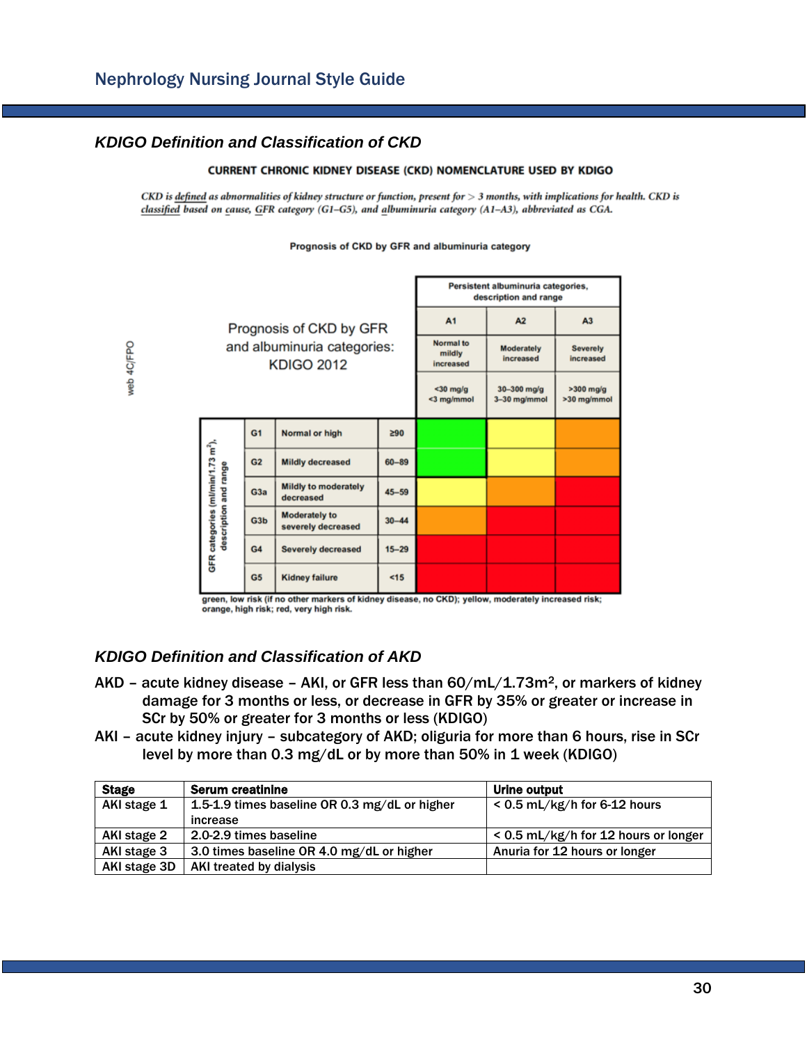## KDIGO Definition and Classification of CKD

**CURRENT CHRONIC KIDNEY DISEASE (CKD) NOMENCLATURE USED BY KDIGO**

*CKD is defined as abnormalities of kidney structure or function, present for > 3 months, with implications for health. CKD is classified based on cause, GFR category (G1–G5), and albuminuria category (A1–A3), abbreviated as CGA.*

**Prognosis of CKD by GFR and albuminuria category**

Prognosis of CKD by GFR and albuminuria categories: KDIGO 2012

| GFR categories (ml/min/1.73 m²), description and range | | | Persistent albuminuria categories, description and range | | |
|---|---|---|---|---|---|
| | | | A1 | A2 | A3 |
| | | | Normal to mildly increased | Moderately increased | Severely increased |
| | | | <30 mg/g <3 mg/mmol | 30–300 mg/g 3–30 mg/mmol | >300 mg/g >30 mg/mmol |
| G1 | Normal or high | ≥90 | green | yellow | orange |
| G2 | Mildly decreased | 60–89 | green | yellow | orange |
| G3a | Mildly to moderately decreased | 45–59 | yellow | orange | red |
| G3b | Moderately to severely decreased | 30–44 | orange | red | red |
| G4 | Severely decreased | 15–29 | red | red | red |
| G5 | Kidney failure | <15 | red | red | red |

green, low risk (if no other markers of kidney disease, no CKD); yellow, moderately increased risk; orange, high risk; red, very high risk.

## KDIGO Definition and Classification of AKD

AKD – acute kidney disease – AKI, or GFR less than 60/mL/1.73m², or markers of kidney damage for 3 months or less, or decrease in GFR by 35% or greater or increase in SCr by 50% or greater for 3 months or less (KDIGO)

AKI – acute kidney injury – subcategory of AKD; oliguria for more than 6 hours, rise in SCr level by more than 0.3 mg/dL or by more than 50% in 1 week (KDIGO)

| Stage | Serum creatinine | Urine output |
|---|---|---|
| AKI stage 1 | 1.5-1.9 times baseline OR 0.3 mg/dL or higher increase | < 0.5 mL/kg/h for 6-12 hours |
| AKI stage 2 | 2.0-2.9 times baseline | < 0.5 mL/kg/h for 12 hours or longer |
| AKI stage 3 | 3.0 times baseline OR 4.0 mg/dL or higher | Anuria for 12 hours or longer |
| AKI stage 3D | AKI treated by dialysis | |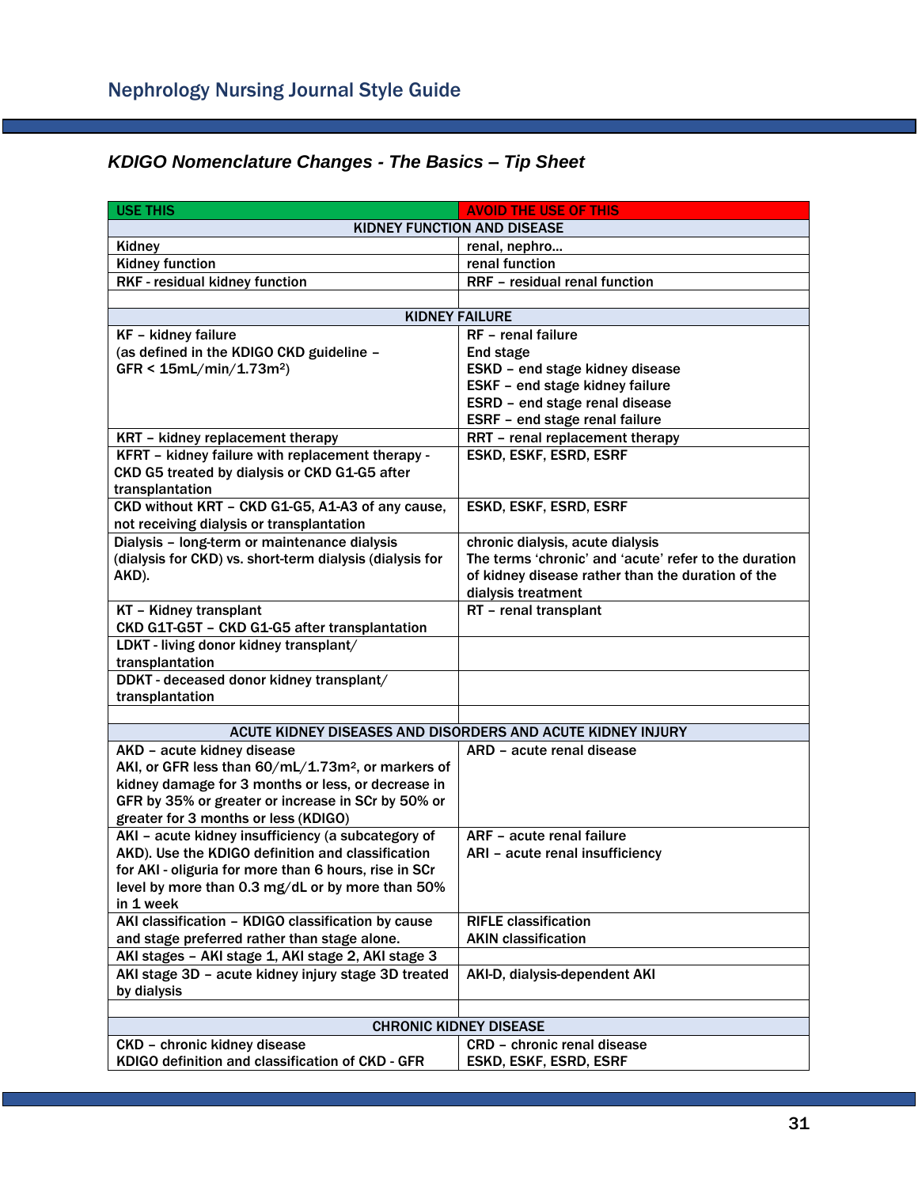## KDIGO Nomenclature Changes - The Basics – Tip Sheet

| USE THIS | AVOID THE USE OF THIS |
|---|---|
| **KIDNEY FUNCTION AND DISEASE** | |
| Kidney | renal, nephro... |
| Kidney function | renal function |
| RKF - residual kidney function | RRF – residual renal function |
| | |
| **KIDNEY FAILURE** | |
| KF – kidney failure<br>(as defined in the KDIGO CKD guideline – GFR < 15mL/min/1.73m²) | RF – renal failure<br>End stage<br>ESKD – end stage kidney disease<br>ESKF – end stage kidney failure<br>ESRD – end stage renal disease<br>ESRF – end stage renal failure |
| KRT – kidney replacement therapy | RRT – renal replacement therapy |
| KFRT – kidney failure with replacement therapy - CKD G5 treated by dialysis or CKD G1-G5 after transplantation | ESKD, ESKF, ESRD, ESRF |
| CKD without KRT – CKD G1-G5, A1-A3 of any cause, not receiving dialysis or transplantation | ESKD, ESKF, ESRD, ESRF |
| Dialysis – long-term or maintenance dialysis (dialysis for CKD) vs. short-term dialysis (dialysis for AKD). | chronic dialysis, acute dialysis<br>The terms 'chronic' and 'acute' refer to the duration of kidney disease rather than the duration of the dialysis treatment |
| KT – Kidney transplant<br>CKD G1T-G5T – CKD G1-G5 after transplantation | RT – renal transplant |
| LDKT - living donor kidney transplant/ transplantation | |
| DDKT - deceased donor kidney transplant/ transplantation | |
| | |
| **ACUTE KIDNEY DISEASES AND DISORDERS AND ACUTE KIDNEY INJURY** | |
| AKD – acute kidney disease<br>AKI, or GFR less than 60/mL/1.73m², or markers of kidney damage for 3 months or less, or decrease in GFR by 35% or greater or increase in SCr by 50% or greater for 3 months or less (KDIGO) | ARD – acute renal disease |
| AKI – acute kidney insufficiency (a subcategory of AKD). Use the KDIGO definition and classification for AKI - oliguria for more than 6 hours, rise in SCr level by more than 0.3 mg/dL or by more than 50% in 1 week | ARF – acute renal failure<br>ARI – acute renal insufficiency |
| AKI classification – KDIGO classification by cause and stage preferred rather than stage alone. | RIFLE classification<br>AKIN classification |
| AKI stages – AKI stage 1, AKI stage 2, AKI stage 3 | |
| AKI stage 3D – acute kidney injury stage 3D treated by dialysis | AKI-D, dialysis-dependent AKI |
| | |
| **CHRONIC KIDNEY DISEASE** | |
| CKD – chronic kidney disease<br>KDIGO definition and classification of CKD - GFR | CRD – chronic renal disease<br>ESKD, ESKF, ESRD, ESRF |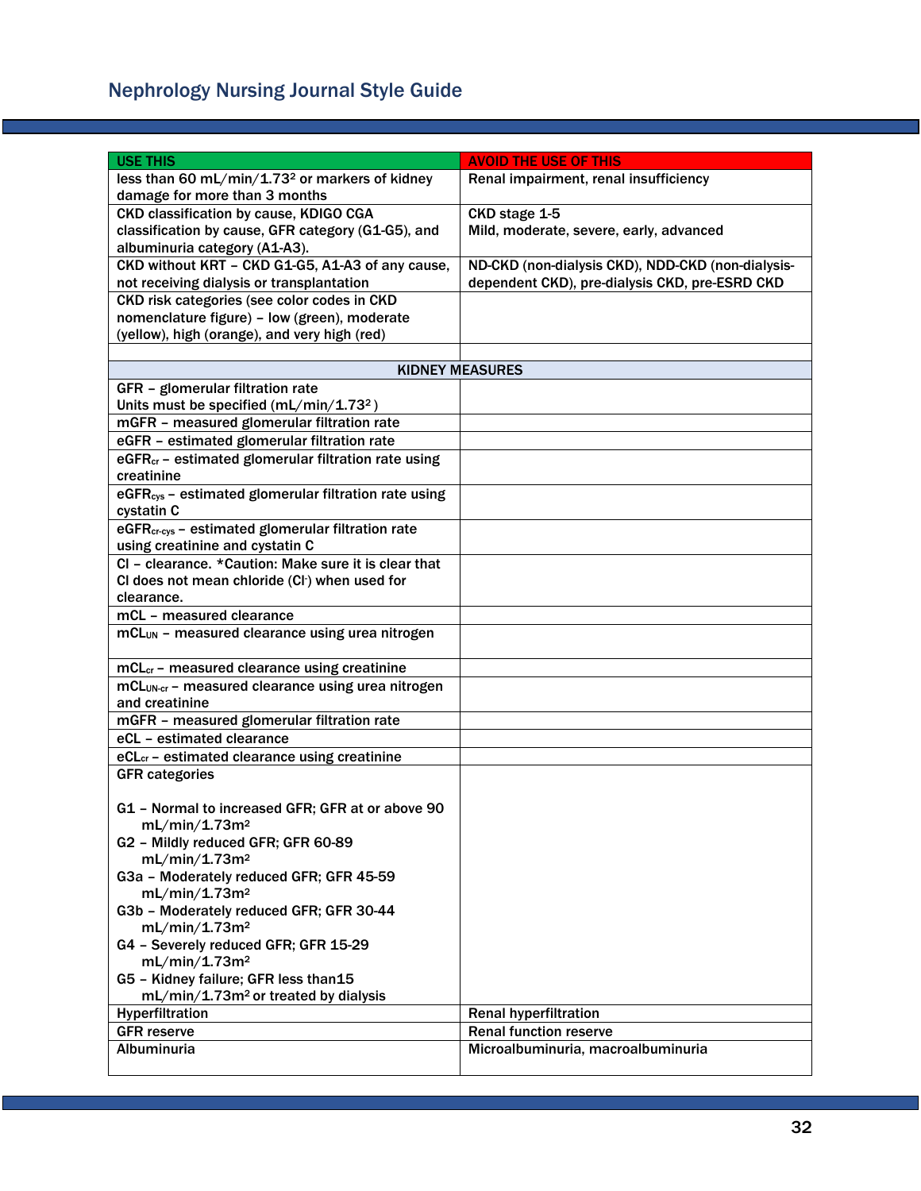| USE THIS | AVOID THE USE OF THIS |
|---|---|
| less than 60 mL/min/1.73² or markers of kidney damage for more than 3 months | Renal impairment, renal insufficiency |
| CKD classification by cause, KDIGO CGA classification by cause, GFR category (G1-G5), and albuminuria category (A1-A3). | CKD stage 1-5<br>Mild, moderate, severe, early, advanced |
| CKD without KRT – CKD G1-G5, A1-A3 of any cause, not receiving dialysis or transplantation | ND-CKD (non-dialysis CKD), NDD-CKD (non-dialysis-dependent CKD), pre-dialysis CKD, pre-ESRD CKD |
| CKD risk categories (see color codes in CKD nomenclature figure) – low (green), moderate (yellow), high (orange), and very high (red) | |
| | |
| **KIDNEY MEASURES** | |
| GFR – glomerular filtration rate<br>Units must be specified (mL/min/1.73² ) | |
| mGFR – measured glomerular filtration rate | |
| eGFR – estimated glomerular filtration rate | |
| $eGFR_{cr}$ – estimated glomerular filtration rate using creatinine | |
| $eGFR_{cys}$ – estimated glomerular filtration rate using cystatin C | |
| $eGFR_{cr\text{-}cys}$ – estimated glomerular filtration rate using creatinine and cystatin C | |
| Cl – clearance. *Caution: Make sure it is clear that Cl does not mean chloride ($Cl^-$) when used for clearance. | |
| mCL – measured clearance | |
| $mCL_{UN}$ – measured clearance using urea nitrogen | |
| $mCL_{cr}$ – measured clearance using creatinine | |
| $mCL_{UN\text{-}cr}$ – measured clearance using urea nitrogen and creatinine | |
| mGFR – measured glomerular filtration rate | |
| eCL – estimated clearance | |
| $eCL_{cr}$ – estimated clearance using creatinine | |
| GFR categories<br><br>G1 – Normal to increased GFR; GFR at or above 90 mL/min/1.73m²<br>G2 – Mildly reduced GFR; GFR 60-89 mL/min/1.73m²<br>G3a – Moderately reduced GFR; GFR 45-59 mL/min/1.73m²<br>G3b – Moderately reduced GFR; GFR 30-44 mL/min/1.73m²<br>G4 – Severely reduced GFR; GFR 15-29 mL/min/1.73m²<br>G5 – Kidney failure; GFR less than15 mL/min/1.73m² or treated by dialysis | |
| Hyperfiltration | Renal hyperfiltration |
| GFR reserve | Renal function reserve |
| Albuminuria | Microalbuminuria, macroalbuminuria |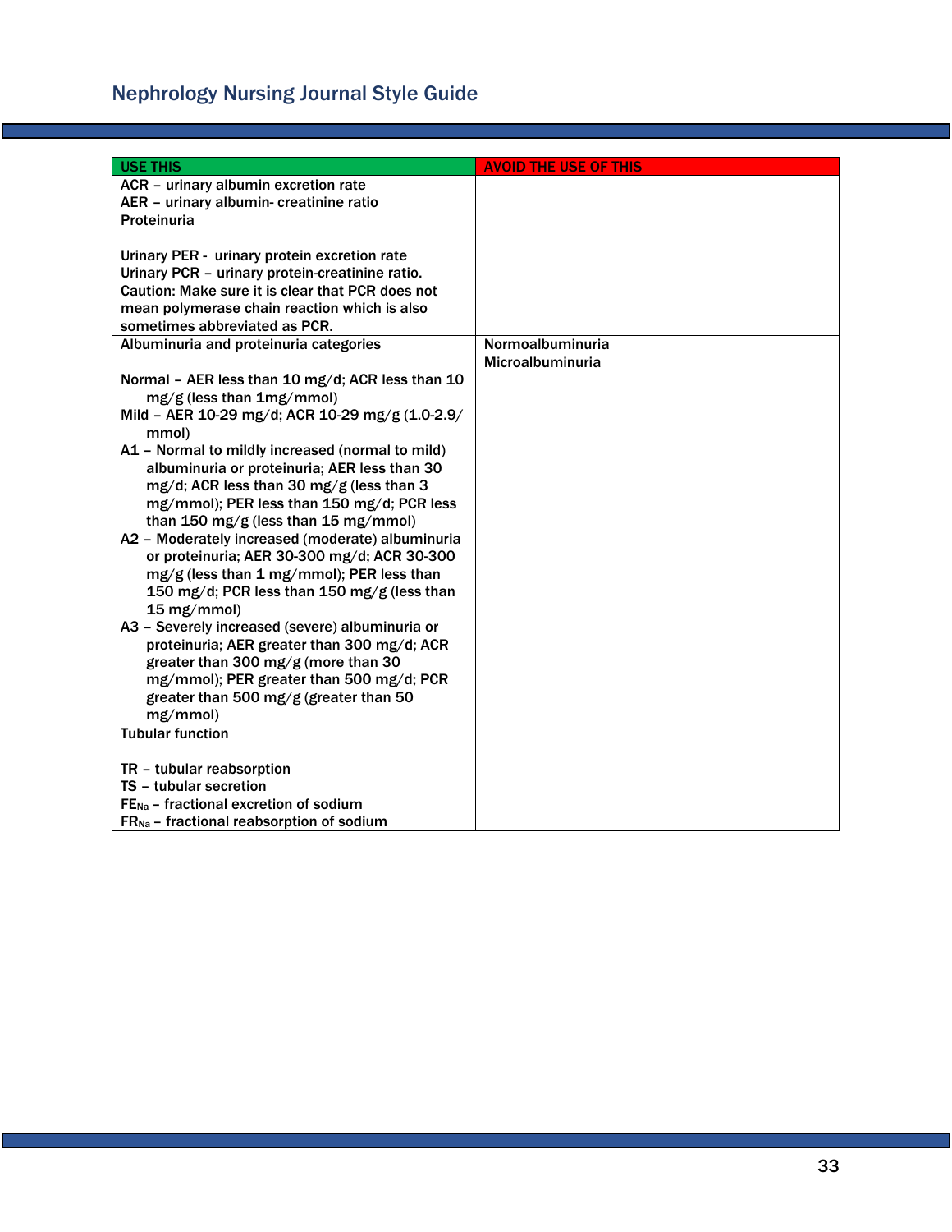| USE THIS | AVOID THE USE OF THIS |
|---|---|
| ACR – urinary albumin excretion rate<br>AER – urinary albumin- creatinine ratio<br>Proteinuria<br><br>Urinary PER - urinary protein excretion rate<br>Urinary PCR – urinary protein-creatinine ratio.<br>Caution: Make sure it is clear that PCR does not mean polymerase chain reaction which is also sometimes abbreviated as PCR. | |
| Albuminuria and proteinuria categories<br><br>Normal – AER less than 10 mg/d; ACR less than 10 mg/g (less than 1mg/mmol)<br>Mild – AER 10-29 mg/d; ACR 10-29 mg/g (1.0-2.9/ mmol)<br>A1 – Normal to mildly increased (normal to mild) albuminuria or proteinuria; AER less than 30 mg/d; ACR less than 30 mg/g (less than 3 mg/mmol); PER less than 150 mg/d; PCR less than 150 mg/g (less than 15 mg/mmol)<br>A2 – Moderately increased (moderate) albuminuria or proteinuria; AER 30-300 mg/d; ACR 30-300 mg/g (less than 1 mg/mmol); PER less than 150 mg/d; PCR less than 150 mg/g (less than 15 mg/mmol)<br>A3 – Severely increased (severe) albuminuria or proteinuria; AER greater than 300 mg/d; ACR greater than 300 mg/g (more than 30 mg/mmol); PER greater than 500 mg/d; PCR greater than 500 mg/g (greater than 50 mg/mmol) | Normoalbuminuria<br>Microalbuminuria |
| Tubular function<br><br>TR – tubular reabsorption<br>TS – tubular secretion<br>$FE_{Na}$ – fractional excretion of sodium<br>$FR_{Na}$ – fractional reabsorption of sodium | |